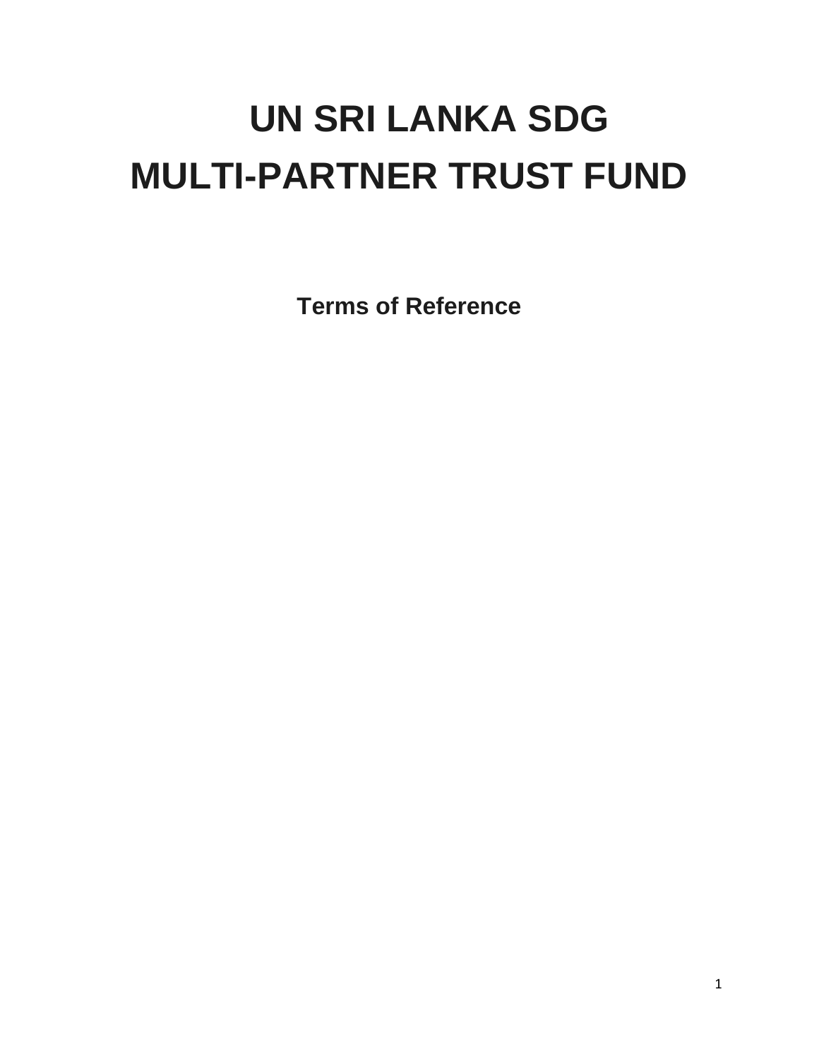# UN SRI LANKA SDG MULTI-PARTNER TRUST FUND

**Terms of Reference**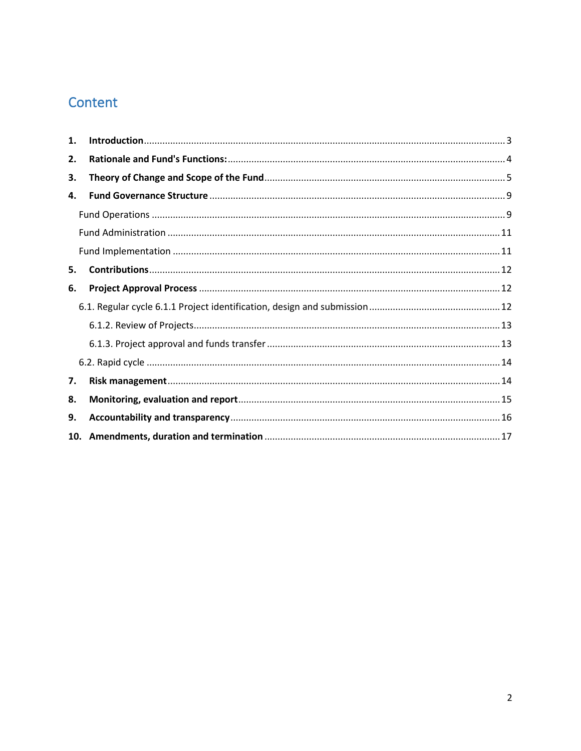# Content

1. **Introduction** ........................................................................................................ 3
2. **Rationale and Fund's Functions:** ......................................................................... 4
3. **Theory of Change and Scope of the Fund** ........................................................... 5
4. **Fund Governance Structure** ................................................................................ 9
   - Fund Operations ..................................................................................................... 9
   - Fund Administration ............................................................................................. 11
   - Fund Implementation ............................................................................................ 11
5. **Contributions** ..................................................................................................... 12
6. **Project Approval Process** .................................................................................. 12
   - 6.1. Regular cycle 6.1.1 Project identification, design and submission .................. 12
     - 6.1.2. Review of Projects .................................................................................... 13
     - 6.1.3. Project approval and funds transfer ......................................................... 13
   - 6.2. Rapid cycle ..................................................................................................... 14
7. **Risk management** ............................................................................................. 14
8. **Monitoring, evaluation and report** ................................................................... 15
9. **Accountability and transparency** ..................................................................... 16
10. **Amendments, duration and termination** ......................................................... 17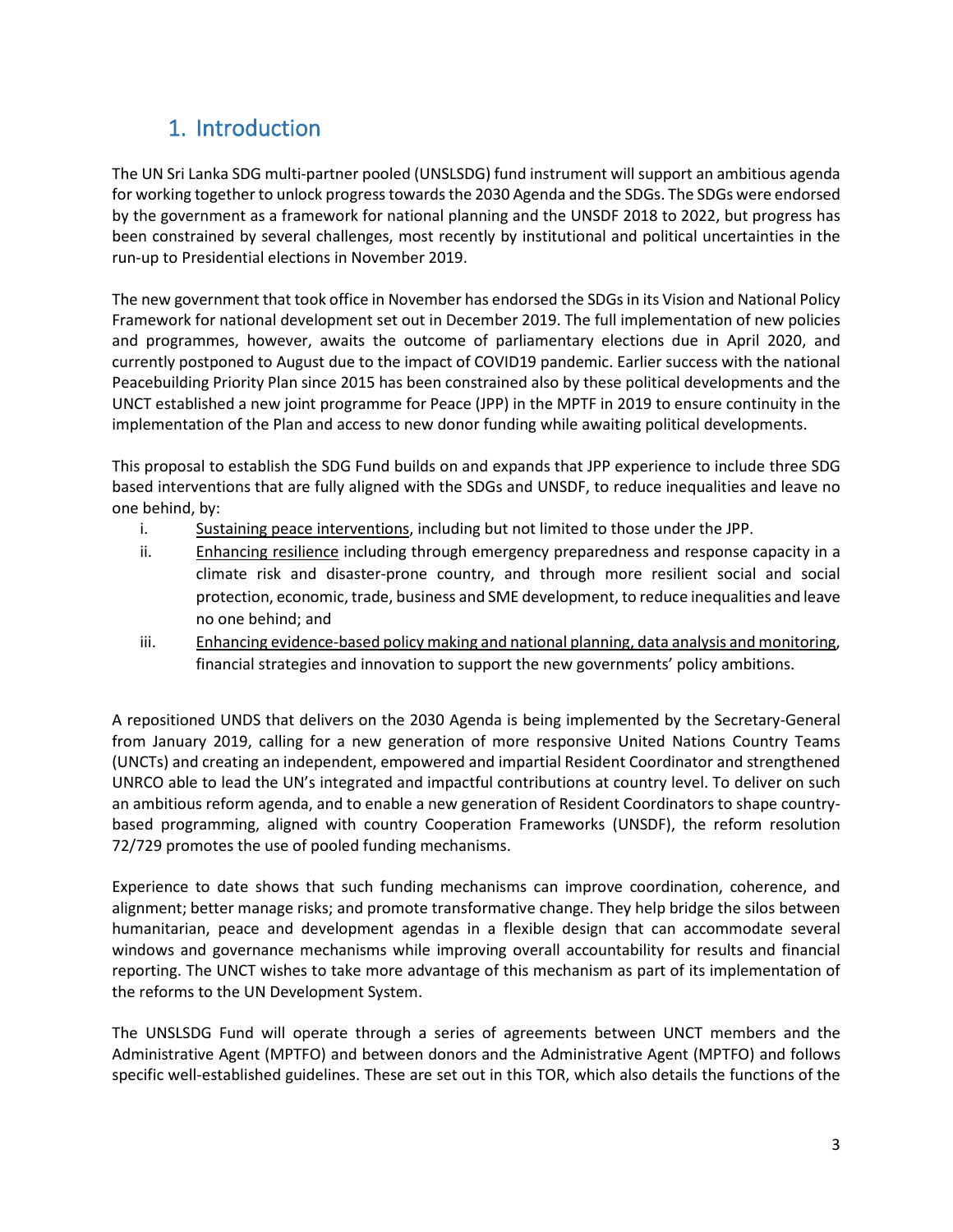# 1. Introduction

The UN Sri Lanka SDG multi-partner pooled (UNSLSDG) fund instrument will support an ambitious agenda for working together to unlock progress towards the 2030 Agenda and the SDGs. The SDGs were endorsed by the government as a framework for national planning and the UNSDF 2018 to 2022, but progress has been constrained by several challenges, most recently by institutional and political uncertainties in the run-up to Presidential elections in November 2019.

The new government that took office in November has endorsed the SDGs in its Vision and National Policy Framework for national development set out in December 2019. The full implementation of new policies and programmes, however, awaits the outcome of parliamentary elections due in April 2020, and currently postponed to August due to the impact of COVID19 pandemic. Earlier success with the national Peacebuilding Priority Plan since 2015 has been constrained also by these political developments and the UNCT established a new joint programme for Peace (JPP) in the MPTF in 2019 to ensure continuity in the implementation of the Plan and access to new donor funding while awaiting political developments.

This proposal to establish the SDG Fund builds on and expands that JPP experience to include three SDG based interventions that are fully aligned with the SDGs and UNSDF, to reduce inequalities and leave no one behind, by:

i. <u>Sustaining peace interventions</u>, including but not limited to those under the JPP.
ii. <u>Enhancing resilience</u> including through emergency preparedness and response capacity in a climate risk and disaster-prone country, and through more resilient social and social protection, economic, trade, business and SME development, to reduce inequalities and leave no one behind; and
iii. <u>Enhancing evidence-based policy making and national planning, data analysis and monitoring</u>, financial strategies and innovation to support the new governments' policy ambitions.

A repositioned UNDS that delivers on the 2030 Agenda is being implemented by the Secretary-General from January 2019, calling for a new generation of more responsive United Nations Country Teams (UNCTs) and creating an independent, empowered and impartial Resident Coordinator and strengthened UNRCO able to lead the UN's integrated and impactful contributions at country level. To deliver on such an ambitious reform agenda, and to enable a new generation of Resident Coordinators to shape country-based programming, aligned with country Cooperation Frameworks (UNSDF), the reform resolution 72/729 promotes the use of pooled funding mechanisms.

Experience to date shows that such funding mechanisms can improve coordination, coherence, and alignment; better manage risks; and promote transformative change. They help bridge the silos between humanitarian, peace and development agendas in a flexible design that can accommodate several windows and governance mechanisms while improving overall accountability for results and financial reporting. The UNCT wishes to take more advantage of this mechanism as part of its implementation of the reforms to the UN Development System.

The UNSLSDG Fund will operate through a series of agreements between UNCT members and the Administrative Agent (MPTFO) and between donors and the Administrative Agent (MPTFO) and follows specific well-established guidelines. These are set out in this TOR, which also details the functions of the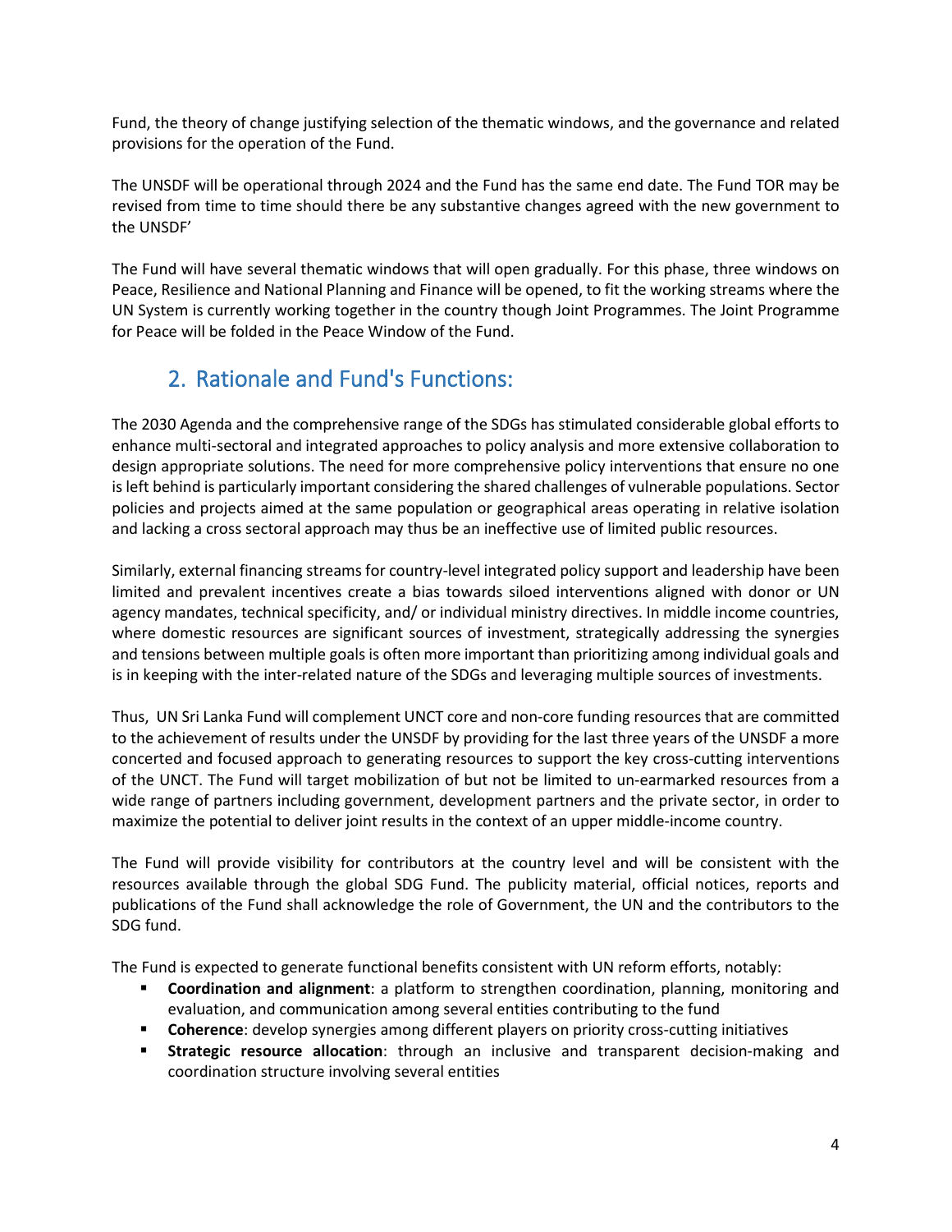Fund, the theory of change justifying selection of the thematic windows, and the governance and related provisions for the operation of the Fund.

The UNSDF will be operational through 2024 and the Fund has the same end date. The Fund TOR may be revised from time to time should there be any substantive changes agreed with the new government to the UNSDF'

The Fund will have several thematic windows that will open gradually. For this phase, three windows on Peace, Resilience and National Planning and Finance will be opened, to fit the working streams where the UN System is currently working together in the country though Joint Programmes. The Joint Programme for Peace will be folded in the Peace Window of the Fund.

## 2. Rationale and Fund's Functions:

The 2030 Agenda and the comprehensive range of the SDGs has stimulated considerable global efforts to enhance multi-sectoral and integrated approaches to policy analysis and more extensive collaboration to design appropriate solutions. The need for more comprehensive policy interventions that ensure no one is left behind is particularly important considering the shared challenges of vulnerable populations. Sector policies and projects aimed at the same population or geographical areas operating in relative isolation and lacking a cross sectoral approach may thus be an ineffective use of limited public resources.

Similarly, external financing streams for country-level integrated policy support and leadership have been limited and prevalent incentives create a bias towards siloed interventions aligned with donor or UN agency mandates, technical specificity, and/ or individual ministry directives. In middle income countries, where domestic resources are significant sources of investment, strategically addressing the synergies and tensions between multiple goals is often more important than prioritizing among individual goals and is in keeping with the inter-related nature of the SDGs and leveraging multiple sources of investments.

Thus, UN Sri Lanka Fund will complement UNCT core and non-core funding resources that are committed to the achievement of results under the UNSDF by providing for the last three years of the UNSDF a more concerted and focused approach to generating resources to support the key cross-cutting interventions of the UNCT. The Fund will target mobilization of but not be limited to un-earmarked resources from a wide range of partners including government, development partners and the private sector, in order to maximize the potential to deliver joint results in the context of an upper middle-income country.

The Fund will provide visibility for contributors at the country level and will be consistent with the resources available through the global SDG Fund. The publicity material, official notices, reports and publications of the Fund shall acknowledge the role of Government, the UN and the contributors to the SDG fund.

The Fund is expected to generate functional benefits consistent with UN reform efforts, notably:

- **Coordination and alignment**: a platform to strengthen coordination, planning, monitoring and evaluation, and communication among several entities contributing to the fund
- **Coherence**: develop synergies among different players on priority cross-cutting initiatives
- **Strategic resource allocation**: through an inclusive and transparent decision-making and coordination structure involving several entities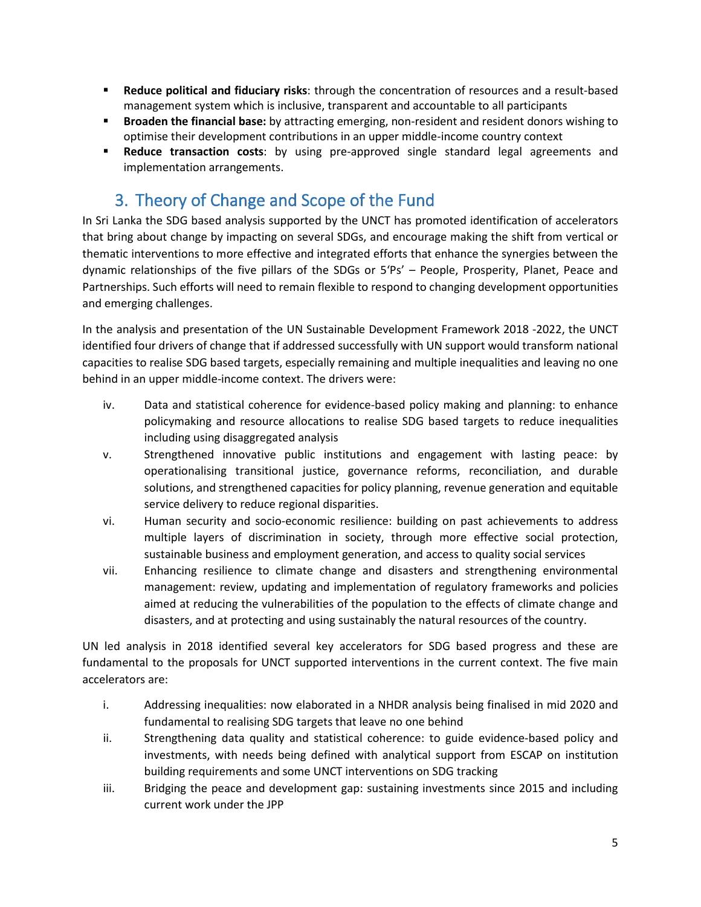- **Reduce political and fiduciary risks**: through the concentration of resources and a result-based management system which is inclusive, transparent and accountable to all participants
- **Broaden the financial base:** by attracting emerging, non-resident and resident donors wishing to optimise their development contributions in an upper middle-income country context
- **Reduce transaction costs**: by using pre-approved single standard legal agreements and implementation arrangements.

## 3. Theory of Change and Scope of the Fund

In Sri Lanka the SDG based analysis supported by the UNCT has promoted identification of accelerators that bring about change by impacting on several SDGs, and encourage making the shift from vertical or thematic interventions to more effective and integrated efforts that enhance the synergies between the dynamic relationships of the five pillars of the SDGs or 5'Ps' – People, Prosperity, Planet, Peace and Partnerships. Such efforts will need to remain flexible to respond to changing development opportunities and emerging challenges.

In the analysis and presentation of the UN Sustainable Development Framework 2018 -2022, the UNCT identified four drivers of change that if addressed successfully with UN support would transform national capacities to realise SDG based targets, especially remaining and multiple inequalities and leaving no one behind in an upper middle-income context. The drivers were:

iv. Data and statistical coherence for evidence-based policy making and planning: to enhance policymaking and resource allocations to realise SDG based targets to reduce inequalities including using disaggregated analysis

v. Strengthened innovative public institutions and engagement with lasting peace: by operationalising transitional justice, governance reforms, reconciliation, and durable solutions, and strengthened capacities for policy planning, revenue generation and equitable service delivery to reduce regional disparities.

vi. Human security and socio-economic resilience: building on past achievements to address multiple layers of discrimination in society, through more effective social protection, sustainable business and employment generation, and access to quality social services

vii. Enhancing resilience to climate change and disasters and strengthening environmental management: review, updating and implementation of regulatory frameworks and policies aimed at reducing the vulnerabilities of the population to the effects of climate change and disasters, and at protecting and using sustainably the natural resources of the country.

UN led analysis in 2018 identified several key accelerators for SDG based progress and these are fundamental to the proposals for UNCT supported interventions in the current context. The five main accelerators are:

i. Addressing inequalities: now elaborated in a NHDR analysis being finalised in mid 2020 and fundamental to realising SDG targets that leave no one behind

ii. Strengthening data quality and statistical coherence: to guide evidence-based policy and investments, with needs being defined with analytical support from ESCAP on institution building requirements and some UNCT interventions on SDG tracking

iii. Bridging the peace and development gap: sustaining investments since 2015 and including current work under the JPP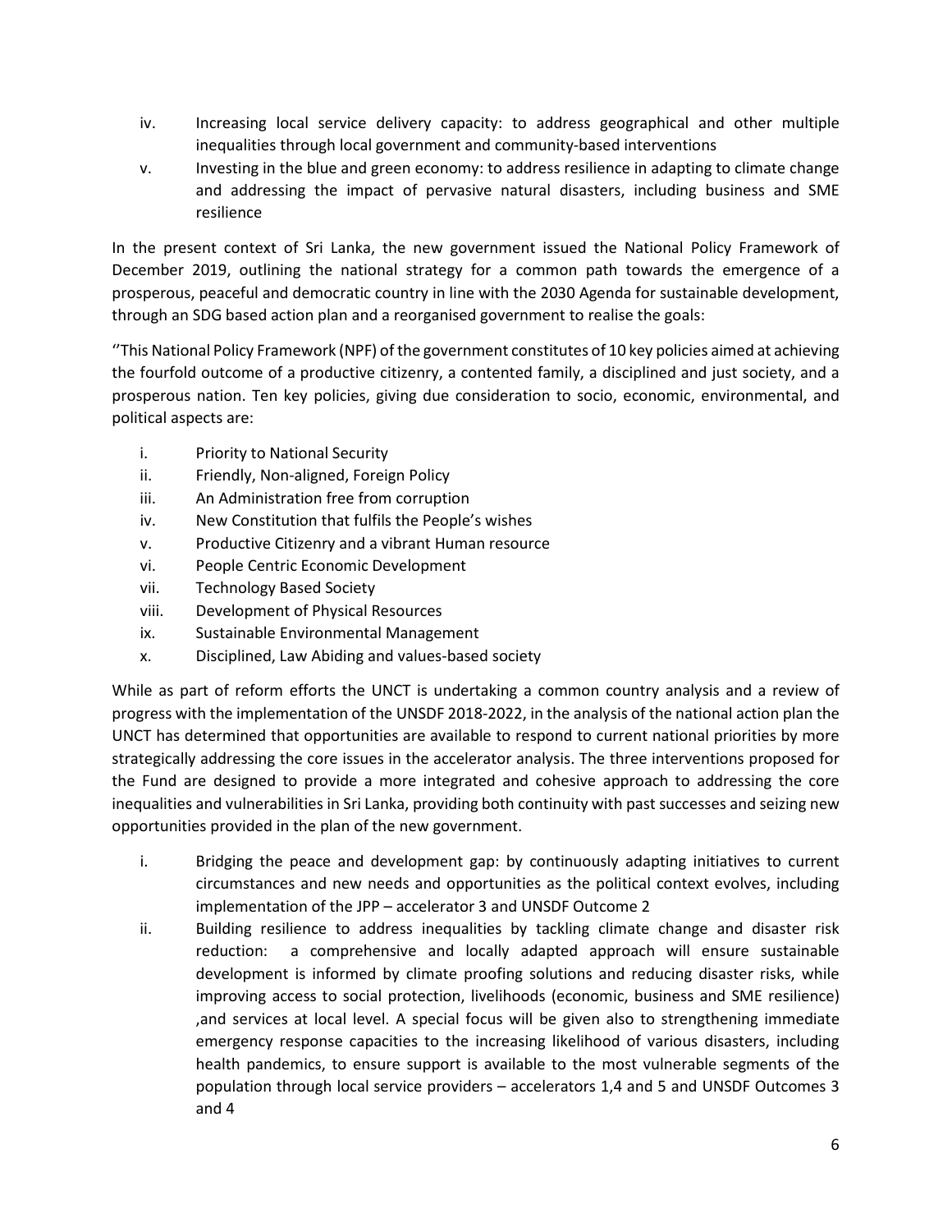iv. Increasing local service delivery capacity: to address geographical and other multiple inequalities through local government and community-based interventions
v. Investing in the blue and green economy: to address resilience in adapting to climate change and addressing the impact of pervasive natural disasters, including business and SME resilience

In the present context of Sri Lanka, the new government issued the National Policy Framework of December 2019, outlining the national strategy for a common path towards the emergence of a prosperous, peaceful and democratic country in line with the 2030 Agenda for sustainable development, through an SDG based action plan and a reorganised government to realise the goals:

''This National Policy Framework (NPF) of the government constitutes of 10 key policies aimed at achieving the fourfold outcome of a productive citizenry, a contented family, a disciplined and just society, and a prosperous nation. Ten key policies, giving due consideration to socio, economic, environmental, and political aspects are:

i. Priority to National Security
ii. Friendly, Non-aligned, Foreign Policy
iii. An Administration free from corruption
iv. New Constitution that fulfils the People's wishes
v. Productive Citizenry and a vibrant Human resource
vi. People Centric Economic Development
vii. Technology Based Society
viii. Development of Physical Resources
ix. Sustainable Environmental Management
x. Disciplined, Law Abiding and values-based society

While as part of reform efforts the UNCT is undertaking a common country analysis and a review of progress with the implementation of the UNSDF 2018-2022, in the analysis of the national action plan the UNCT has determined that opportunities are available to respond to current national priorities by more strategically addressing the core issues in the accelerator analysis. The three interventions proposed for the Fund are designed to provide a more integrated and cohesive approach to addressing the core inequalities and vulnerabilities in Sri Lanka, providing both continuity with past successes and seizing new opportunities provided in the plan of the new government.

i. Bridging the peace and development gap: by continuously adapting initiatives to current circumstances and new needs and opportunities as the political context evolves, including implementation of the JPP – accelerator 3 and UNSDF Outcome 2
ii. Building resilience to address inequalities by tackling climate change and disaster risk reduction: a comprehensive and locally adapted approach will ensure sustainable development is informed by climate proofing solutions and reducing disaster risks, while improving access to social protection, livelihoods (economic, business and SME resilience) ,and services at local level. A special focus will be given also to strengthening immediate emergency response capacities to the increasing likelihood of various disasters, including health pandemics, to ensure support is available to the most vulnerable segments of the population through local service providers – accelerators 1,4 and 5 and UNSDF Outcomes 3 and 4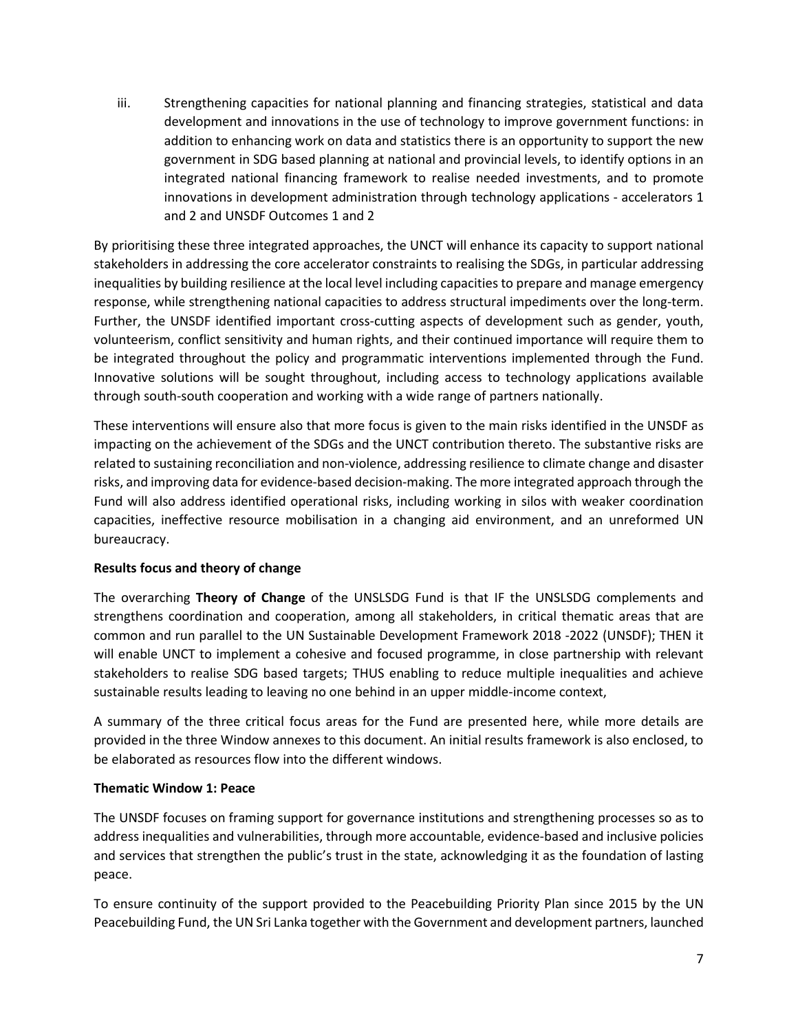iii. Strengthening capacities for national planning and financing strategies, statistical and data development and innovations in the use of technology to improve government functions: in addition to enhancing work on data and statistics there is an opportunity to support the new government in SDG based planning at national and provincial levels, to identify options in an integrated national financing framework to realise needed investments, and to promote innovations in development administration through technology applications - accelerators 1 and 2 and UNSDF Outcomes 1 and 2

By prioritising these three integrated approaches, the UNCT will enhance its capacity to support national stakeholders in addressing the core accelerator constraints to realising the SDGs, in particular addressing inequalities by building resilience at the local level including capacities to prepare and manage emergency response, while strengthening national capacities to address structural impediments over the long-term. Further, the UNSDF identified important cross-cutting aspects of development such as gender, youth, volunteerism, conflict sensitivity and human rights, and their continued importance will require them to be integrated throughout the policy and programmatic interventions implemented through the Fund. Innovative solutions will be sought throughout, including access to technology applications available through south-south cooperation and working with a wide range of partners nationally.

These interventions will ensure also that more focus is given to the main risks identified in the UNSDF as impacting on the achievement of the SDGs and the UNCT contribution thereto. The substantive risks are related to sustaining reconciliation and non-violence, addressing resilience to climate change and disaster risks, and improving data for evidence-based decision-making. The more integrated approach through the Fund will also address identified operational risks, including working in silos with weaker coordination capacities, ineffective resource mobilisation in a changing aid environment, and an unreformed UN bureaucracy.

**Results focus and theory of change**

The overarching **Theory of Change** of the UNSLSDG Fund is that IF the UNSLSDG complements and strengthens coordination and cooperation, among all stakeholders, in critical thematic areas that are common and run parallel to the UN Sustainable Development Framework 2018 -2022 (UNSDF); THEN it will enable UNCT to implement a cohesive and focused programme, in close partnership with relevant stakeholders to realise SDG based targets; THUS enabling to reduce multiple inequalities and achieve sustainable results leading to leaving no one behind in an upper middle-income context,

A summary of the three critical focus areas for the Fund are presented here, while more details are provided in the three Window annexes to this document. An initial results framework is also enclosed, to be elaborated as resources flow into the different windows.

**Thematic Window 1: Peace**

The UNSDF focuses on framing support for governance institutions and strengthening processes so as to address inequalities and vulnerabilities, through more accountable, evidence-based and inclusive policies and services that strengthen the public's trust in the state, acknowledging it as the foundation of lasting peace.

To ensure continuity of the support provided to the Peacebuilding Priority Plan since 2015 by the UN Peacebuilding Fund, the UN Sri Lanka together with the Government and development partners, launched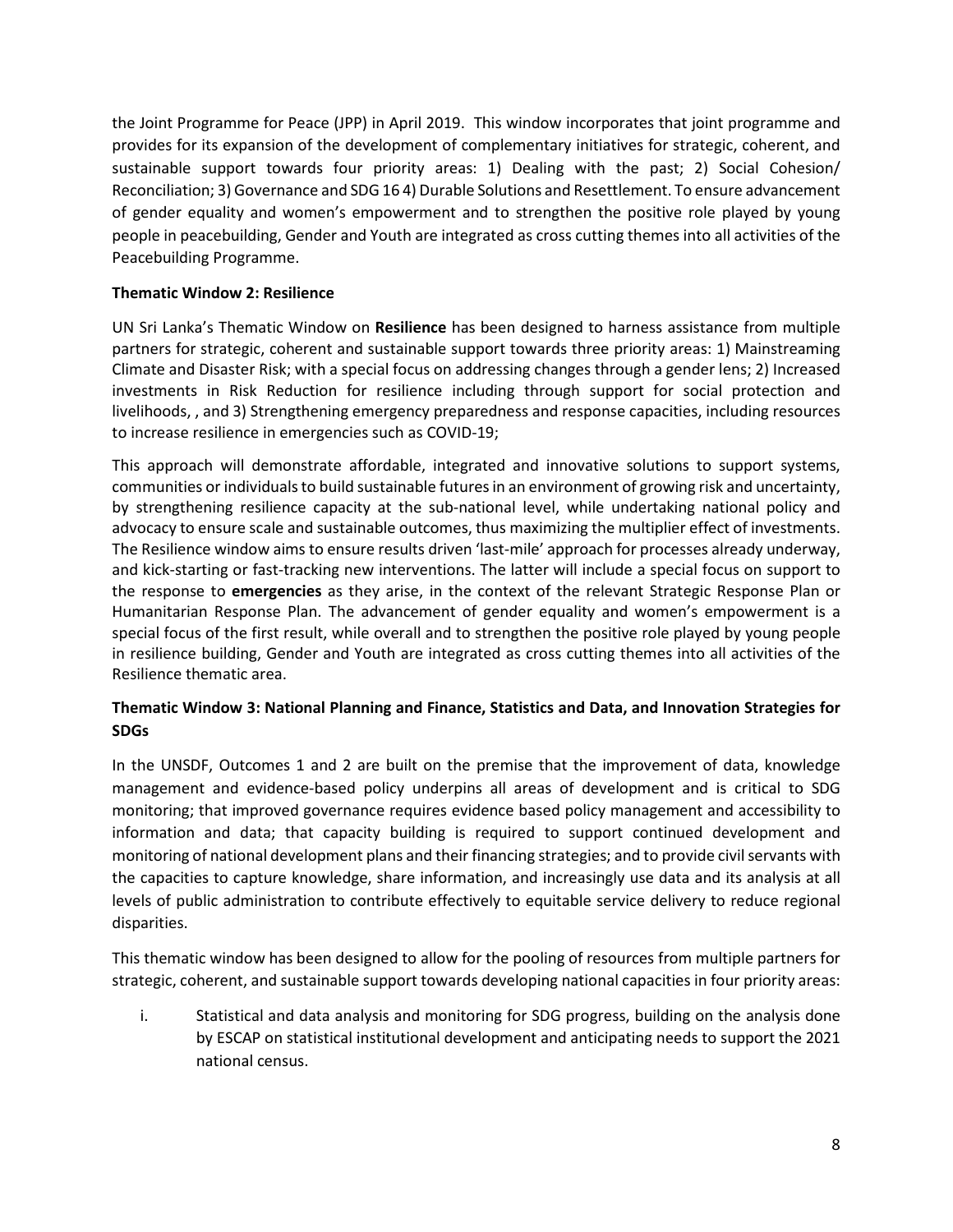the Joint Programme for Peace (JPP) in April 2019. This window incorporates that joint programme and provides for its expansion of the development of complementary initiatives for strategic, coherent, and sustainable support towards four priority areas: 1) Dealing with the past; 2) Social Cohesion/ Reconciliation; 3) Governance and SDG 16 4) Durable Solutions and Resettlement. To ensure advancement of gender equality and women's empowerment and to strengthen the positive role played by young people in peacebuilding, Gender and Youth are integrated as cross cutting themes into all activities of the Peacebuilding Programme.

**Thematic Window 2: Resilience**

UN Sri Lanka's Thematic Window on **Resilience** has been designed to harness assistance from multiple partners for strategic, coherent and sustainable support towards three priority areas: 1) Mainstreaming Climate and Disaster Risk; with a special focus on addressing changes through a gender lens; 2) Increased investments in Risk Reduction for resilience including through support for social protection and livelihoods, , and 3) Strengthening emergency preparedness and response capacities, including resources to increase resilience in emergencies such as COVID-19;

This approach will demonstrate affordable, integrated and innovative solutions to support systems, communities or individuals to build sustainable futures in an environment of growing risk and uncertainty, by strengthening resilience capacity at the sub-national level, while undertaking national policy and advocacy to ensure scale and sustainable outcomes, thus maximizing the multiplier effect of investments. The Resilience window aims to ensure results driven 'last-mile' approach for processes already underway, and kick-starting or fast-tracking new interventions. The latter will include a special focus on support to the response to **emergencies** as they arise, in the context of the relevant Strategic Response Plan or Humanitarian Response Plan. The advancement of gender equality and women's empowerment is a special focus of the first result, while overall and to strengthen the positive role played by young people in resilience building, Gender and Youth are integrated as cross cutting themes into all activities of the Resilience thematic area.

**Thematic Window 3: National Planning and Finance, Statistics and Data, and Innovation Strategies for SDGs**

In the UNSDF, Outcomes 1 and 2 are built on the premise that the improvement of data, knowledge management and evidence-based policy underpins all areas of development and is critical to SDG monitoring; that improved governance requires evidence based policy management and accessibility to information and data; that capacity building is required to support continued development and monitoring of national development plans and their financing strategies; and to provide civil servants with the capacities to capture knowledge, share information, and increasingly use data and its analysis at all levels of public administration to contribute effectively to equitable service delivery to reduce regional disparities.

This thematic window has been designed to allow for the pooling of resources from multiple partners for strategic, coherent, and sustainable support towards developing national capacities in four priority areas:

i. Statistical and data analysis and monitoring for SDG progress, building on the analysis done by ESCAP on statistical institutional development and anticipating needs to support the 2021 national census.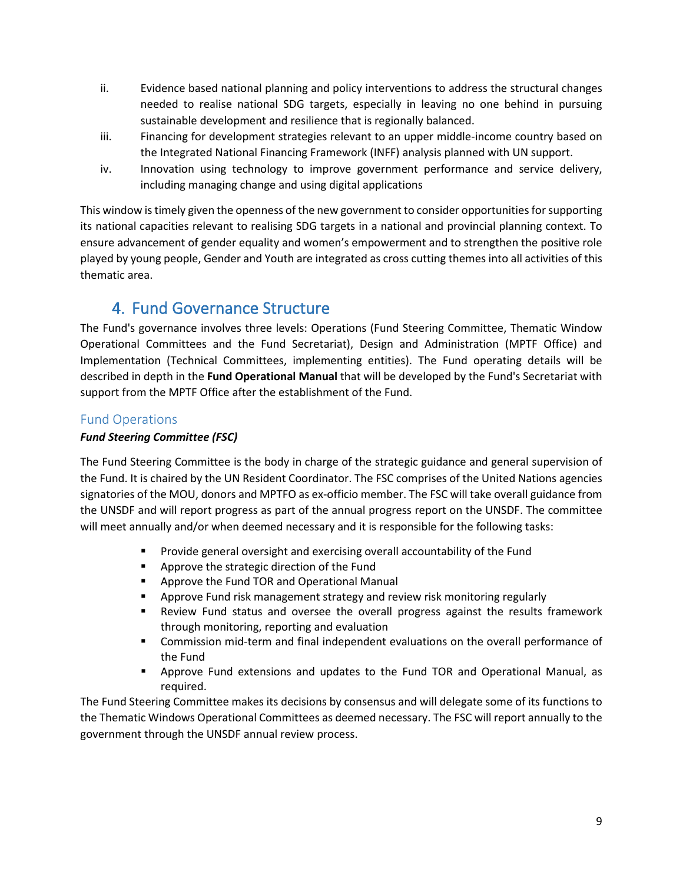ii. Evidence based national planning and policy interventions to address the structural changes needed to realise national SDG targets, especially in leaving no one behind in pursuing sustainable development and resilience that is regionally balanced.

iii. Financing for development strategies relevant to an upper middle-income country based on the Integrated National Financing Framework (INFF) analysis planned with UN support.

iv. Innovation using technology to improve government performance and service delivery, including managing change and using digital applications

This window is timely given the openness of the new government to consider opportunities for supporting its national capacities relevant to realising SDG targets in a national and provincial planning context. To ensure advancement of gender equality and women's empowerment and to strengthen the positive role played by young people, Gender and Youth are integrated as cross cutting themes into all activities of this thematic area.

# 4. Fund Governance Structure

The Fund's governance involves three levels: Operations (Fund Steering Committee, Thematic Window Operational Committees and the Fund Secretariat), Design and Administration (MPTF Office) and Implementation (Technical Committees, implementing entities). The Fund operating details will be described in depth in the **Fund Operational Manual** that will be developed by the Fund's Secretariat with support from the MPTF Office after the establishment of the Fund.

## Fund Operations

***Fund Steering Committee (FSC)***

The Fund Steering Committee is the body in charge of the strategic guidance and general supervision of the Fund. It is chaired by the UN Resident Coordinator. The FSC comprises of the United Nations agencies signatories of the MOU, donors and MPTFO as ex-officio member. The FSC will take overall guidance from the UNSDF and will report progress as part of the annual progress report on the UNSDF. The committee will meet annually and/or when deemed necessary and it is responsible for the following tasks:

- Provide general oversight and exercising overall accountability of the Fund
- Approve the strategic direction of the Fund
- Approve the Fund TOR and Operational Manual
- Approve Fund risk management strategy and review risk monitoring regularly
- Review Fund status and oversee the overall progress against the results framework through monitoring, reporting and evaluation
- Commission mid-term and final independent evaluations on the overall performance of the Fund
- Approve Fund extensions and updates to the Fund TOR and Operational Manual, as required.

The Fund Steering Committee makes its decisions by consensus and will delegate some of its functions to the Thematic Windows Operational Committees as deemed necessary. The FSC will report annually to the government through the UNSDF annual review process.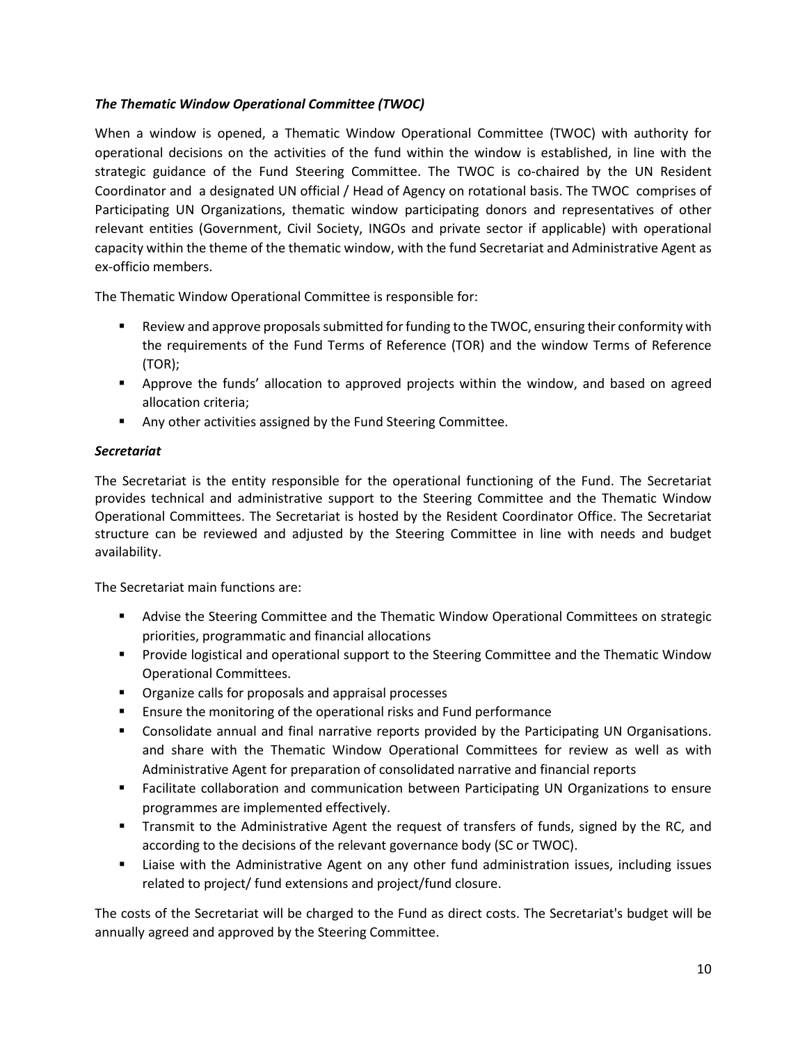### *The Thematic Window Operational Committee (TWOC)*

When a window is opened, a Thematic Window Operational Committee (TWOC) with authority for operational decisions on the activities of the fund within the window is established, in line with the strategic guidance of the Fund Steering Committee. The TWOC is co-chaired by the UN Resident Coordinator and a designated UN official / Head of Agency on rotational basis. The TWOC comprises of Participating UN Organizations, thematic window participating donors and representatives of other relevant entities (Government, Civil Society, INGOs and private sector if applicable) with operational capacity within the theme of the thematic window, with the fund Secretariat and Administrative Agent as ex-officio members.

The Thematic Window Operational Committee is responsible for:

- Review and approve proposals submitted for funding to the TWOC, ensuring their conformity with the requirements of the Fund Terms of Reference (TOR) and the window Terms of Reference (TOR);
- Approve the funds' allocation to approved projects within the window, and based on agreed allocation criteria;
- Any other activities assigned by the Fund Steering Committee.

### *Secretariat*

The Secretariat is the entity responsible for the operational functioning of the Fund. The Secretariat provides technical and administrative support to the Steering Committee and the Thematic Window Operational Committees. The Secretariat is hosted by the Resident Coordinator Office. The Secretariat structure can be reviewed and adjusted by the Steering Committee in line with needs and budget availability.

The Secretariat main functions are:

- Advise the Steering Committee and the Thematic Window Operational Committees on strategic priorities, programmatic and financial allocations
- Provide logistical and operational support to the Steering Committee and the Thematic Window Operational Committees.
- Organize calls for proposals and appraisal processes
- Ensure the monitoring of the operational risks and Fund performance
- Consolidate annual and final narrative reports provided by the Participating UN Organisations. and share with the Thematic Window Operational Committees for review as well as with Administrative Agent for preparation of consolidated narrative and financial reports
- Facilitate collaboration and communication between Participating UN Organizations to ensure programmes are implemented effectively.
- Transmit to the Administrative Agent the request of transfers of funds, signed by the RC, and according to the decisions of the relevant governance body (SC or TWOC).
- Liaise with the Administrative Agent on any other fund administration issues, including issues related to project/ fund extensions and project/fund closure.

The costs of the Secretariat will be charged to the Fund as direct costs. The Secretariat's budget will be annually agreed and approved by the Steering Committee.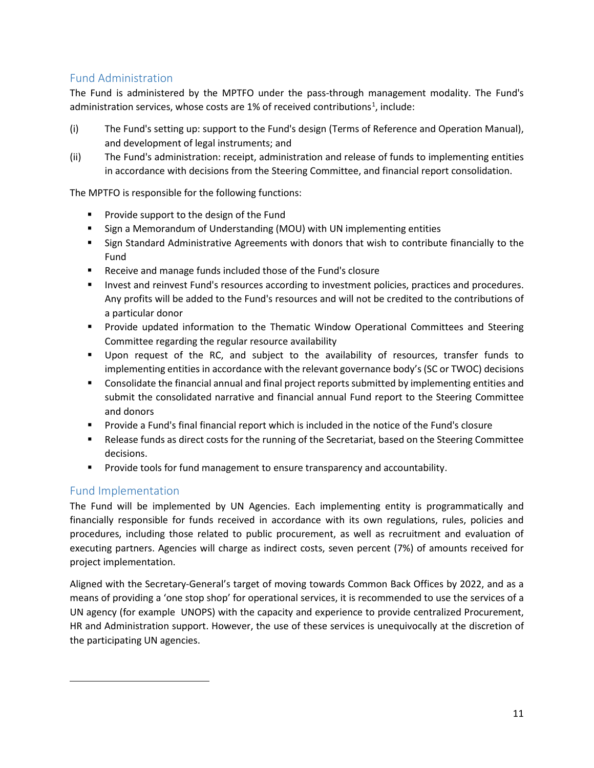## Fund Administration

The Fund is administered by the MPTFO under the pass-through management modality. The Fund's administration services, whose costs are 1% of received contributions[1], include:

(i) The Fund's setting up: support to the Fund's design (Terms of Reference and Operation Manual), and development of legal instruments; and

(ii) The Fund's administration: receipt, administration and release of funds to implementing entities in accordance with decisions from the Steering Committee, and financial report consolidation.

The MPTFO is responsible for the following functions:

- Provide support to the design of the Fund
- Sign a Memorandum of Understanding (MOU) with UN implementing entities
- Sign Standard Administrative Agreements with donors that wish to contribute financially to the Fund
- Receive and manage funds included those of the Fund's closure
- Invest and reinvest Fund's resources according to investment policies, practices and procedures. Any profits will be added to the Fund's resources and will not be credited to the contributions of a particular donor
- Provide updated information to the Thematic Window Operational Committees and Steering Committee regarding the regular resource availability
- Upon request of the RC, and subject to the availability of resources, transfer funds to implementing entities in accordance with the relevant governance body's (SC or TWOC) decisions
- Consolidate the financial annual and final project reports submitted by implementing entities and submit the consolidated narrative and financial annual Fund report to the Steering Committee and donors
- Provide a Fund's final financial report which is included in the notice of the Fund's closure
- Release funds as direct costs for the running of the Secretariat, based on the Steering Committee decisions.
- Provide tools for fund management to ensure transparency and accountability.

## Fund Implementation

The Fund will be implemented by UN Agencies. Each implementing entity is programmatically and financially responsible for funds received in accordance with its own regulations, rules, policies and procedures, including those related to public procurement, as well as recruitment and evaluation of executing partners. Agencies will charge as indirect costs, seven percent (7%) of amounts received for project implementation.

Aligned with the Secretary-General's target of moving towards Common Back Offices by 2022, and as a means of providing a 'one stop shop' for operational services, it is recommended to use the services of a UN agency (for example UNOPS) with the capacity and experience to provide centralized Procurement, HR and Administration support. However, the use of these services is unequivocally at the discretion of the participating UN agencies.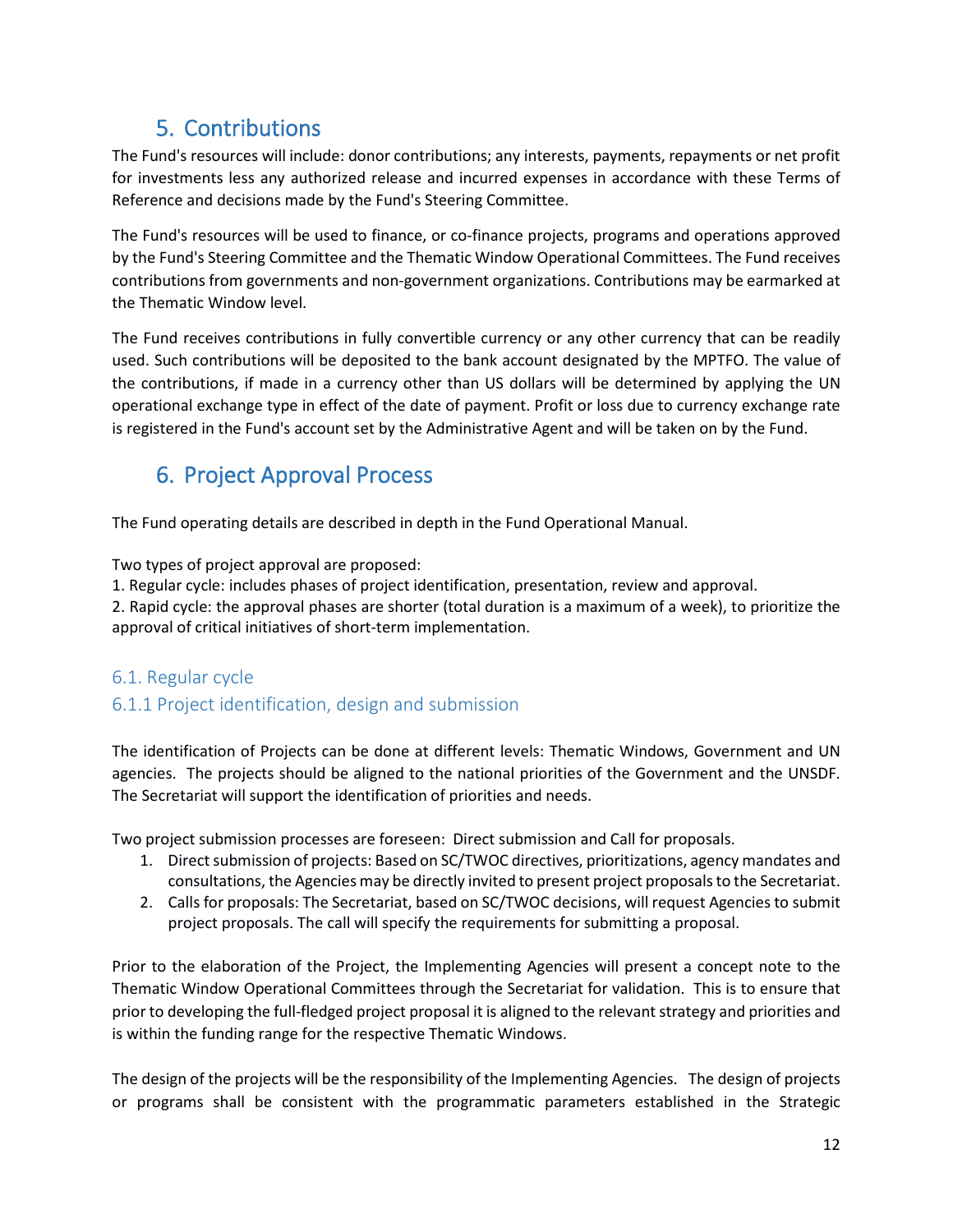## 5. Contributions

The Fund's resources will include: donor contributions; any interests, payments, repayments or net profit for investments less any authorized release and incurred expenses in accordance with these Terms of Reference and decisions made by the Fund's Steering Committee.

The Fund's resources will be used to finance, or co-finance projects, programs and operations approved by the Fund's Steering Committee and the Thematic Window Operational Committees. The Fund receives contributions from governments and non-government organizations. Contributions may be earmarked at the Thematic Window level.

The Fund receives contributions in fully convertible currency or any other currency that can be readily used. Such contributions will be deposited to the bank account designated by the MPTFO. The value of the contributions, if made in a currency other than US dollars will be determined by applying the UN operational exchange type in effect of the date of payment. Profit or loss due to currency exchange rate is registered in the Fund's account set by the Administrative Agent and will be taken on by the Fund.

## 6. Project Approval Process

The Fund operating details are described in depth in the Fund Operational Manual.

Two types of project approval are proposed:
1. Regular cycle: includes phases of project identification, presentation, review and approval.
2. Rapid cycle: the approval phases are shorter (total duration is a maximum of a week), to prioritize the approval of critical initiatives of short-term implementation.

### 6.1. Regular cycle

### 6.1.1 Project identification, design and submission

The identification of Projects can be done at different levels: Thematic Windows, Government and UN agencies. The projects should be aligned to the national priorities of the Government and the UNSDF. The Secretariat will support the identification of priorities and needs.

Two project submission processes are foreseen: Direct submission and Call for proposals.

1. Direct submission of projects: Based on SC/TWOC directives, prioritizations, agency mandates and consultations, the Agencies may be directly invited to present project proposals to the Secretariat.
2. Calls for proposals: The Secretariat, based on SC/TWOC decisions, will request Agencies to submit project proposals. The call will specify the requirements for submitting a proposal.

Prior to the elaboration of the Project, the Implementing Agencies will present a concept note to the Thematic Window Operational Committees through the Secretariat for validation. This is to ensure that prior to developing the full-fledged project proposal it is aligned to the relevant strategy and priorities and is within the funding range for the respective Thematic Windows.

The design of the projects will be the responsibility of the Implementing Agencies. The design of projects or programs shall be consistent with the programmatic parameters established in the Strategic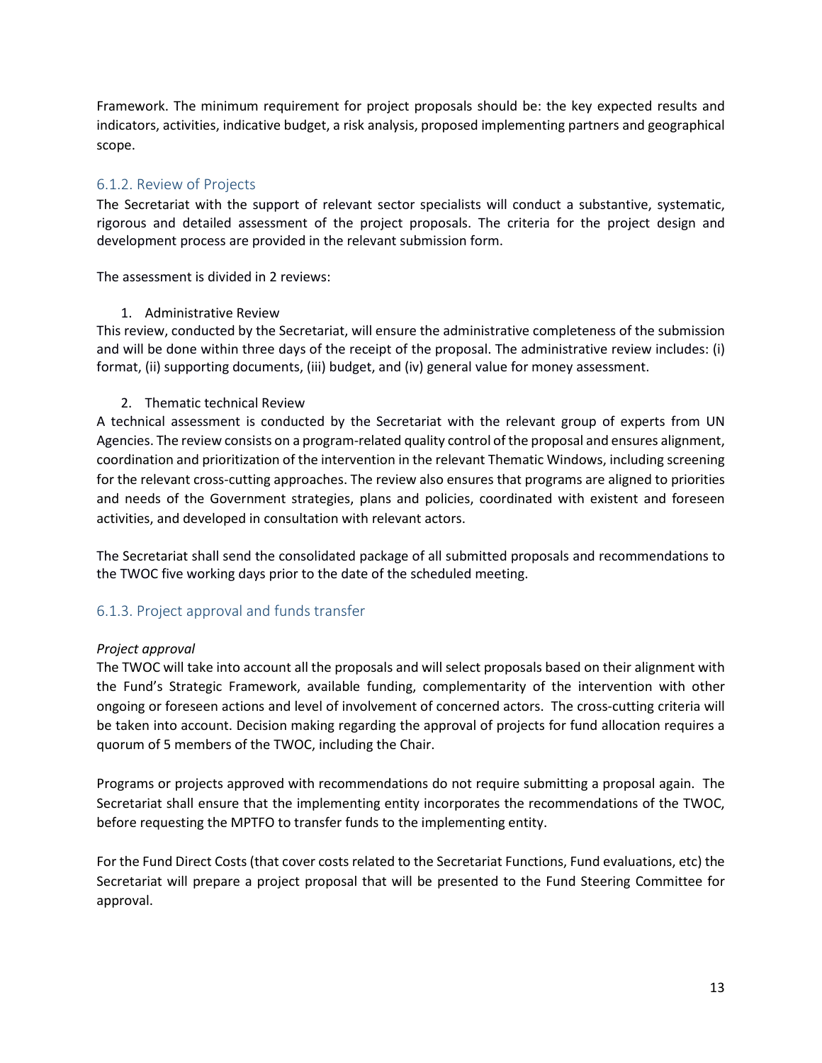Framework. The minimum requirement for project proposals should be: the key expected results and indicators, activities, indicative budget, a risk analysis, proposed implementing partners and geographical scope.

### 6.1.2. Review of Projects

The Secretariat with the support of relevant sector specialists will conduct a substantive, systematic, rigorous and detailed assessment of the project proposals. The criteria for the project design and development process are provided in the relevant submission form.

The assessment is divided in 2 reviews:

1. Administrative Review

This review, conducted by the Secretariat, will ensure the administrative completeness of the submission and will be done within three days of the receipt of the proposal. The administrative review includes: (i) format, (ii) supporting documents, (iii) budget, and (iv) general value for money assessment.

2. Thematic technical Review

A technical assessment is conducted by the Secretariat with the relevant group of experts from UN Agencies. The review consists on a program-related quality control of the proposal and ensures alignment, coordination and prioritization of the intervention in the relevant Thematic Windows, including screening for the relevant cross-cutting approaches. The review also ensures that programs are aligned to priorities and needs of the Government strategies, plans and policies, coordinated with existent and foreseen activities, and developed in consultation with relevant actors.

The Secretariat shall send the consolidated package of all submitted proposals and recommendations to the TWOC five working days prior to the date of the scheduled meeting.

### 6.1.3. Project approval and funds transfer

*Project approval*

The TWOC will take into account all the proposals and will select proposals based on their alignment with the Fund's Strategic Framework, available funding, complementarity of the intervention with other ongoing or foreseen actions and level of involvement of concerned actors. The cross-cutting criteria will be taken into account. Decision making regarding the approval of projects for fund allocation requires a quorum of 5 members of the TWOC, including the Chair.

Programs or projects approved with recommendations do not require submitting a proposal again. The Secretariat shall ensure that the implementing entity incorporates the recommendations of the TWOC, before requesting the MPTFO to transfer funds to the implementing entity.

For the Fund Direct Costs (that cover costs related to the Secretariat Functions, Fund evaluations, etc) the Secretariat will prepare a project proposal that will be presented to the Fund Steering Committee for approval.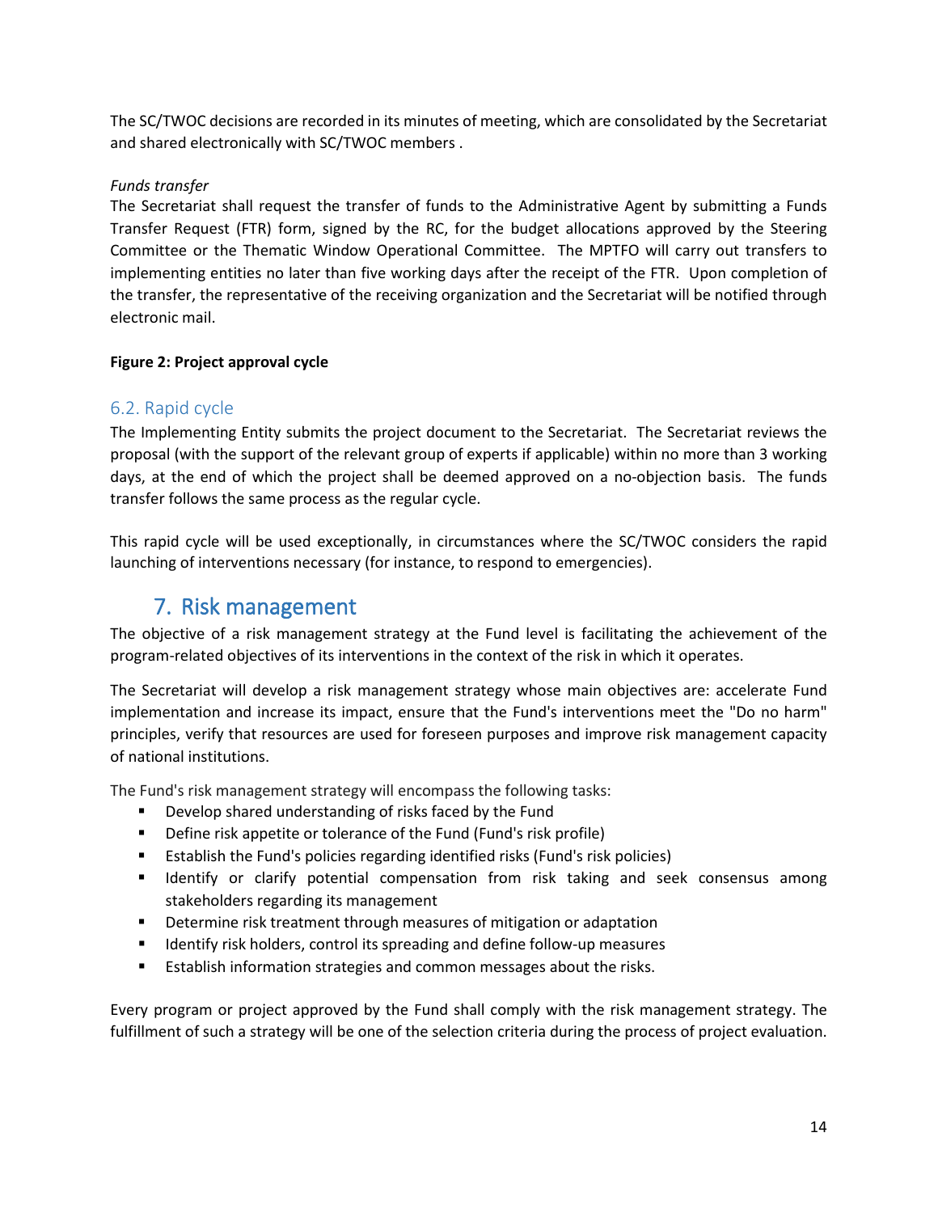The SC/TWOC decisions are recorded in its minutes of meeting, which are consolidated by the Secretariat and shared electronically with SC/TWOC members .

*Funds transfer*
The Secretariat shall request the transfer of funds to the Administrative Agent by submitting a Funds Transfer Request (FTR) form, signed by the RC, for the budget allocations approved by the Steering Committee or the Thematic Window Operational Committee. The MPTFO will carry out transfers to implementing entities no later than five working days after the receipt of the FTR. Upon completion of the transfer, the representative of the receiving organization and the Secretariat will be notified through electronic mail.

**Figure 2: Project approval cycle**

### 6.2. Rapid cycle

The Implementing Entity submits the project document to the Secretariat. The Secretariat reviews the proposal (with the support of the relevant group of experts if applicable) within no more than 3 working days, at the end of which the project shall be deemed approved on a no-objection basis. The funds transfer follows the same process as the regular cycle.

This rapid cycle will be used exceptionally, in circumstances where the SC/TWOC considers the rapid launching of interventions necessary (for instance, to respond to emergencies).

## 7. Risk management

The objective of a risk management strategy at the Fund level is facilitating the achievement of the program-related objectives of its interventions in the context of the risk in which it operates.

The Secretariat will develop a risk management strategy whose main objectives are: accelerate Fund implementation and increase its impact, ensure that the Fund's interventions meet the "Do no harm" principles, verify that resources are used for foreseen purposes and improve risk management capacity of national institutions.

The Fund's risk management strategy will encompass the following tasks:

- Develop shared understanding of risks faced by the Fund
- Define risk appetite or tolerance of the Fund (Fund's risk profile)
- Establish the Fund's policies regarding identified risks (Fund's risk policies)
- Identify or clarify potential compensation from risk taking and seek consensus among stakeholders regarding its management
- Determine risk treatment through measures of mitigation or adaptation
- Identify risk holders, control its spreading and define follow-up measures
- Establish information strategies and common messages about the risks.

Every program or project approved by the Fund shall comply with the risk management strategy. The fulfillment of such a strategy will be one of the selection criteria during the process of project evaluation.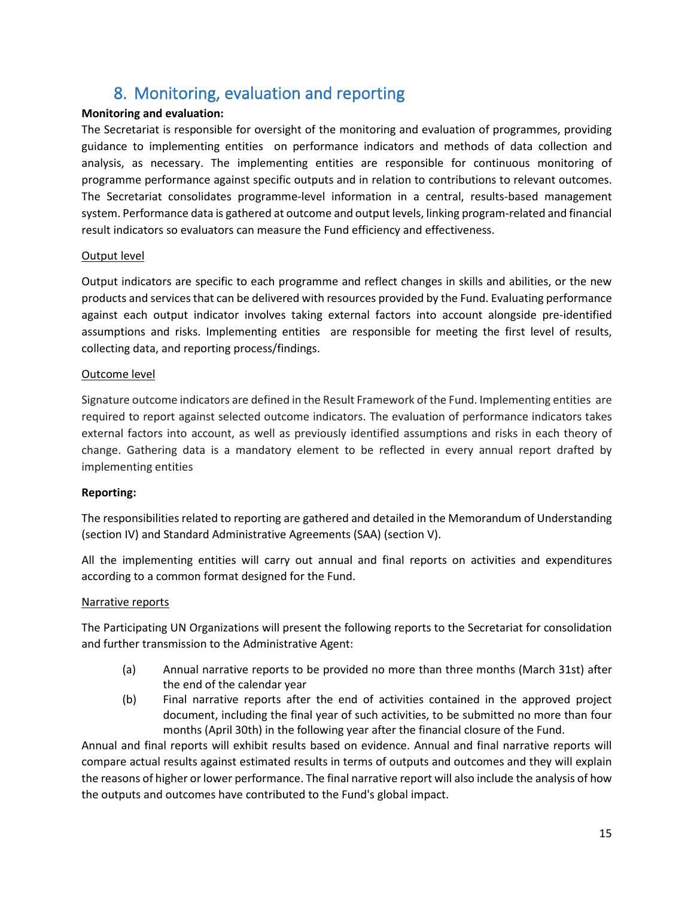# 8. Monitoring, evaluation and reporting

**Monitoring and evaluation:**

The Secretariat is responsible for oversight of the monitoring and evaluation of programmes, providing guidance to implementing entities on performance indicators and methods of data collection and analysis, as necessary. The implementing entities are responsible for continuous monitoring of programme performance against specific outputs and in relation to contributions to relevant outcomes. The Secretariat consolidates programme-level information in a central, results-based management system. Performance data is gathered at outcome and output levels, linking program-related and financial result indicators so evaluators can measure the Fund efficiency and effectiveness.

Output level

Output indicators are specific to each programme and reflect changes in skills and abilities, or the new products and services that can be delivered with resources provided by the Fund. Evaluating performance against each output indicator involves taking external factors into account alongside pre-identified assumptions and risks. Implementing entities are responsible for meeting the first level of results, collecting data, and reporting process/findings.

Outcome level

Signature outcome indicators are defined in the Result Framework of the Fund. Implementing entities are required to report against selected outcome indicators. The evaluation of performance indicators takes external factors into account, as well as previously identified assumptions and risks in each theory of change. Gathering data is a mandatory element to be reflected in every annual report drafted by implementing entities

**Reporting:**

The responsibilities related to reporting are gathered and detailed in the Memorandum of Understanding (section IV) and Standard Administrative Agreements (SAA) (section V).

All the implementing entities will carry out annual and final reports on activities and expenditures according to a common format designed for the Fund.

Narrative reports

The Participating UN Organizations will present the following reports to the Secretariat for consolidation and further transmission to the Administrative Agent:

(a) Annual narrative reports to be provided no more than three months (March 31st) after the end of the calendar year

(b) Final narrative reports after the end of activities contained in the approved project document, including the final year of such activities, to be submitted no more than four months (April 30th) in the following year after the financial closure of the Fund.

Annual and final reports will exhibit results based on evidence. Annual and final narrative reports will compare actual results against estimated results in terms of outputs and outcomes and they will explain the reasons of higher or lower performance. The final narrative report will also include the analysis of how the outputs and outcomes have contributed to the Fund's global impact.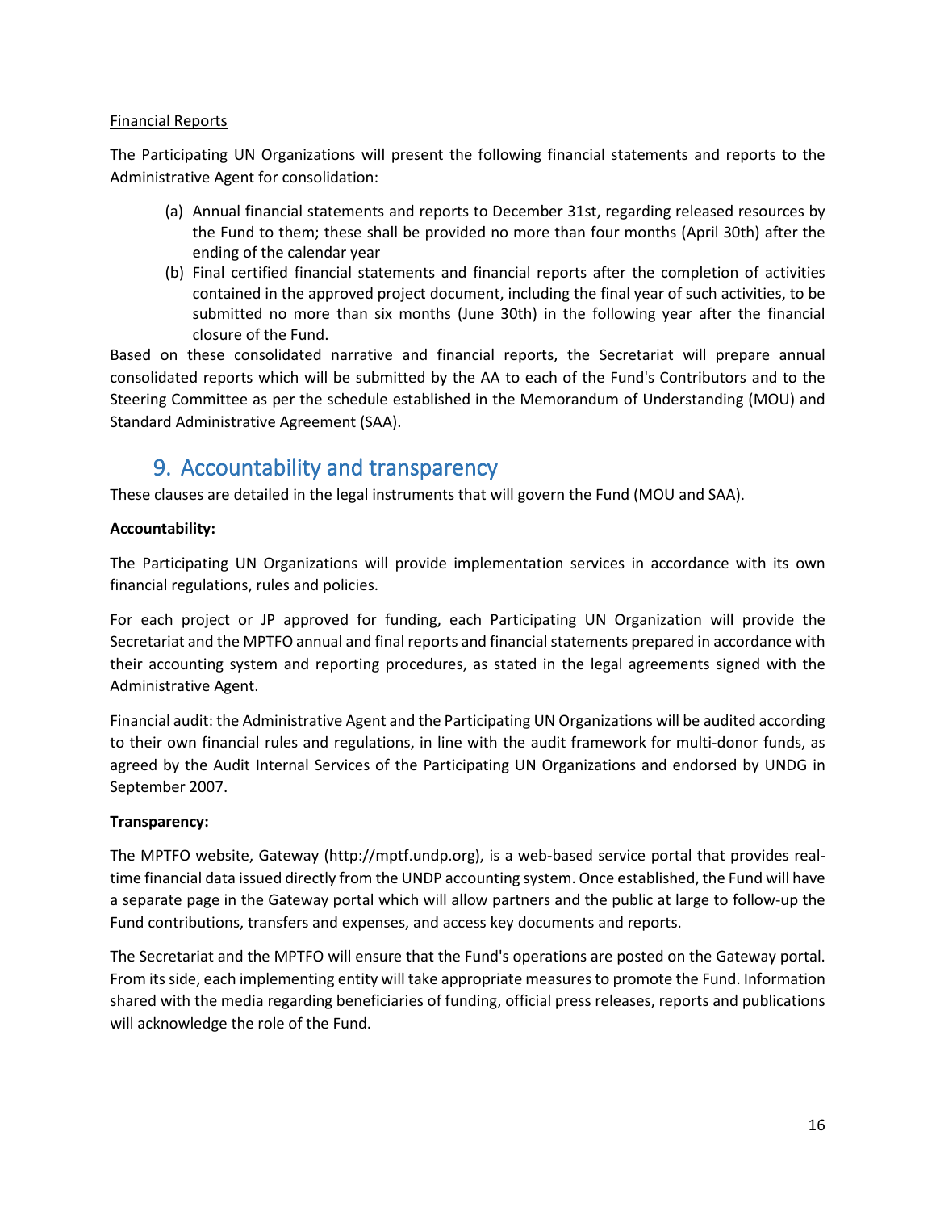Financial Reports

The Participating UN Organizations will present the following financial statements and reports to the Administrative Agent for consolidation:

(a) Annual financial statements and reports to December 31st, regarding released resources by the Fund to them; these shall be provided no more than four months (April 30th) after the ending of the calendar year

(b) Final certified financial statements and financial reports after the completion of activities contained in the approved project document, including the final year of such activities, to be submitted no more than six months (June 30th) in the following year after the financial closure of the Fund.

Based on these consolidated narrative and financial reports, the Secretariat will prepare annual consolidated reports which will be submitted by the AA to each of the Fund's Contributors and to the Steering Committee as per the schedule established in the Memorandum of Understanding (MOU) and Standard Administrative Agreement (SAA).

## 9. Accountability and transparency

These clauses are detailed in the legal instruments that will govern the Fund (MOU and SAA).

**Accountability:**

The Participating UN Organizations will provide implementation services in accordance with its own financial regulations, rules and policies.

For each project or JP approved for funding, each Participating UN Organization will provide the Secretariat and the MPTFO annual and final reports and financial statements prepared in accordance with their accounting system and reporting procedures, as stated in the legal agreements signed with the Administrative Agent.

Financial audit: the Administrative Agent and the Participating UN Organizations will be audited according to their own financial rules and regulations, in line with the audit framework for multi-donor funds, as agreed by the Audit Internal Services of the Participating UN Organizations and endorsed by UNDG in September 2007.

**Transparency:**

The MPTFO website, Gateway (http://mptf.undp.org), is a web-based service portal that provides real-time financial data issued directly from the UNDP accounting system. Once established, the Fund will have a separate page in the Gateway portal which will allow partners and the public at large to follow-up the Fund contributions, transfers and expenses, and access key documents and reports.

The Secretariat and the MPTFO will ensure that the Fund's operations are posted on the Gateway portal. From its side, each implementing entity will take appropriate measures to promote the Fund. Information shared with the media regarding beneficiaries of funding, official press releases, reports and publications will acknowledge the role of the Fund.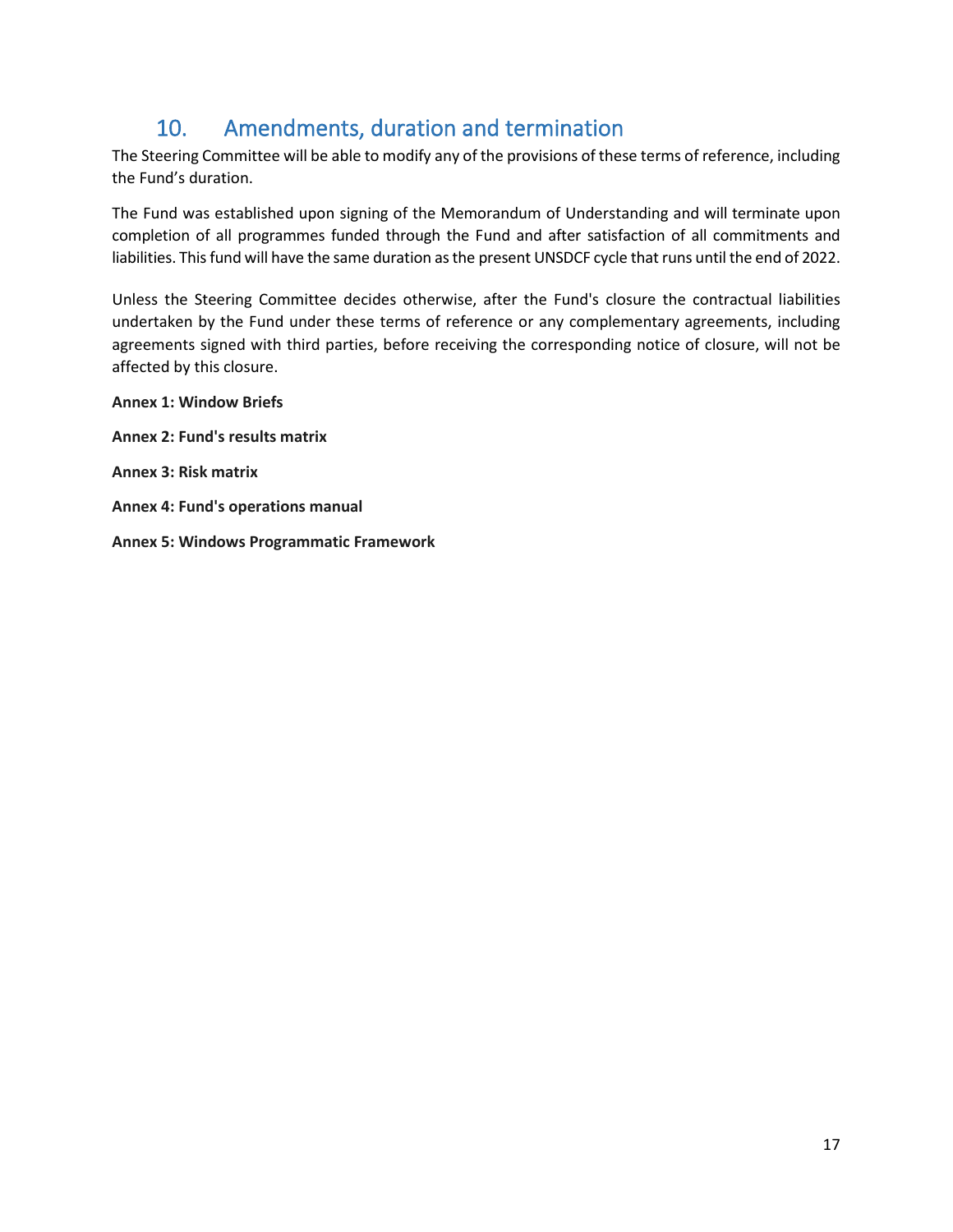## 10. Amendments, duration and termination

The Steering Committee will be able to modify any of the provisions of these terms of reference, including the Fund's duration.

The Fund was established upon signing of the Memorandum of Understanding and will terminate upon completion of all programmes funded through the Fund and after satisfaction of all commitments and liabilities. This fund will have the same duration as the present UNSDCF cycle that runs until the end of 2022.

Unless the Steering Committee decides otherwise, after the Fund's closure the contractual liabilities undertaken by the Fund under these terms of reference or any complementary agreements, including agreements signed with third parties, before receiving the corresponding notice of closure, will not be affected by this closure.

**Annex 1: Window Briefs**

**Annex 2: Fund's results matrix**

**Annex 3: Risk matrix**

**Annex 4: Fund's operations manual**

**Annex 5: Windows Programmatic Framework**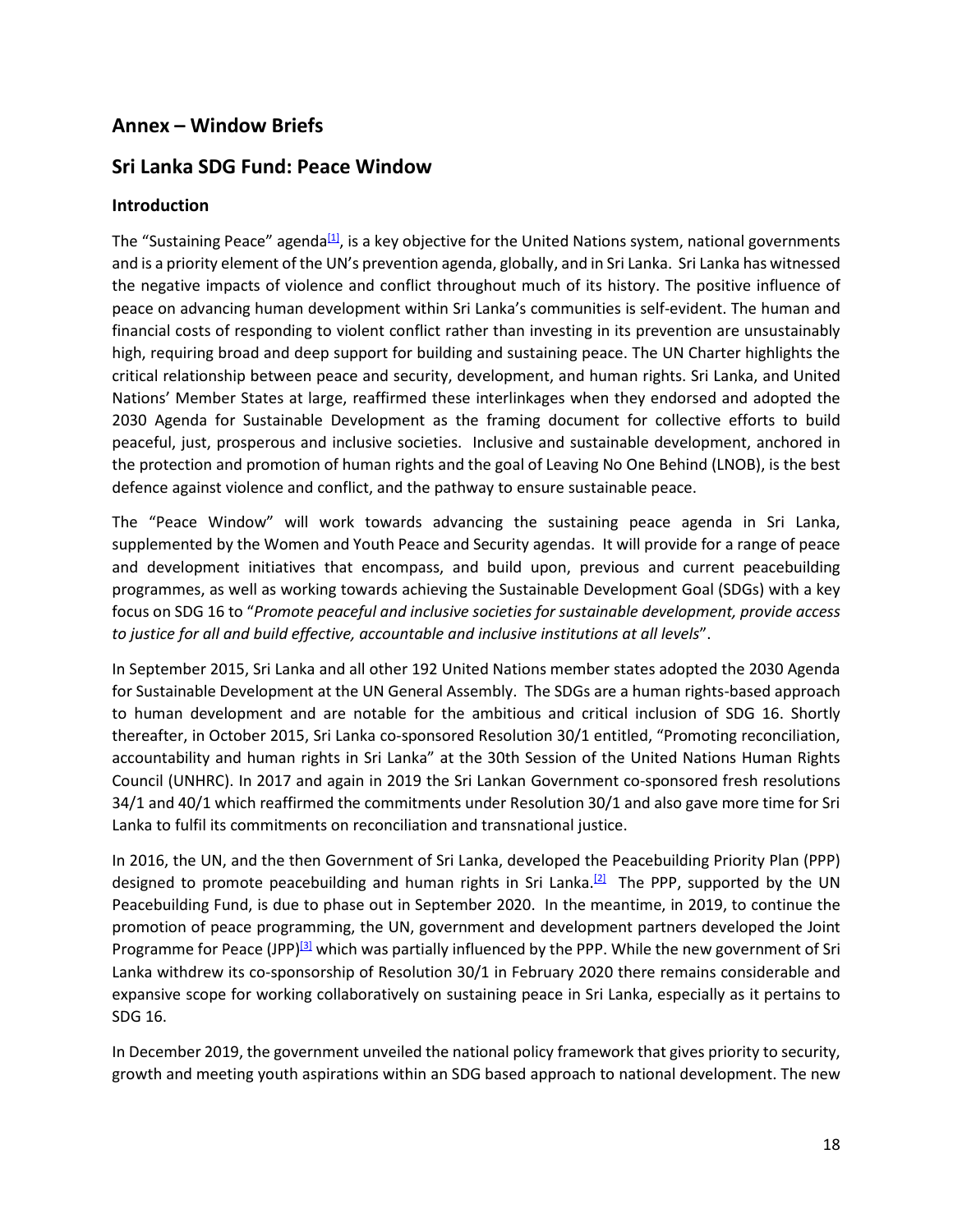## Annex – Window Briefs

## Sri Lanka SDG Fund: Peace Window

### Introduction

The "Sustaining Peace" agenda[1], is a key objective for the United Nations system, national governments and is a priority element of the UN's prevention agenda, globally, and in Sri Lanka. Sri Lanka has witnessed the negative impacts of violence and conflict throughout much of its history. The positive influence of peace on advancing human development within Sri Lanka's communities is self-evident. The human and financial costs of responding to violent conflict rather than investing in its prevention are unsustainably high, requiring broad and deep support for building and sustaining peace. The UN Charter highlights the critical relationship between peace and security, development, and human rights. Sri Lanka, and United Nations' Member States at large, reaffirmed these interlinkages when they endorsed and adopted the 2030 Agenda for Sustainable Development as the framing document for collective efforts to build peaceful, just, prosperous and inclusive societies. Inclusive and sustainable development, anchored in the protection and promotion of human rights and the goal of Leaving No One Behind (LNOB), is the best defence against violence and conflict, and the pathway to ensure sustainable peace.

The "Peace Window" will work towards advancing the sustaining peace agenda in Sri Lanka, supplemented by the Women and Youth Peace and Security agendas. It will provide for a range of peace and development initiatives that encompass, and build upon, previous and current peacebuilding programmes, as well as working towards achieving the Sustainable Development Goal (SDGs) with a key focus on SDG 16 to "*Promote peaceful and inclusive societies for sustainable development, provide access to justice for all and build effective, accountable and inclusive institutions at all levels*".

In September 2015, Sri Lanka and all other 192 United Nations member states adopted the 2030 Agenda for Sustainable Development at the UN General Assembly. The SDGs are a human rights-based approach to human development and are notable for the ambitious and critical inclusion of SDG 16. Shortly thereafter, in October 2015, Sri Lanka co-sponsored Resolution 30/1 entitled, "Promoting reconciliation, accountability and human rights in Sri Lanka" at the 30th Session of the United Nations Human Rights Council (UNHRC). In 2017 and again in 2019 the Sri Lankan Government co-sponsored fresh resolutions 34/1 and 40/1 which reaffirmed the commitments under Resolution 30/1 and also gave more time for Sri Lanka to fulfil its commitments on reconciliation and transnational justice.

In 2016, the UN, and the then Government of Sri Lanka, developed the Peacebuilding Priority Plan (PPP) designed to promote peacebuilding and human rights in Sri Lanka.[2] The PPP, supported by the UN Peacebuilding Fund, is due to phase out in September 2020. In the meantime, in 2019, to continue the promotion of peace programming, the UN, government and development partners developed the Joint Programme for Peace (JPP)[3] which was partially influenced by the PPP. While the new government of Sri Lanka withdrew its co-sponsorship of Resolution 30/1 in February 2020 there remains considerable and expansive scope for working collaboratively on sustaining peace in Sri Lanka, especially as it pertains to SDG 16.

In December 2019, the government unveiled the national policy framework that gives priority to security, growth and meeting youth aspirations within an SDG based approach to national development. The new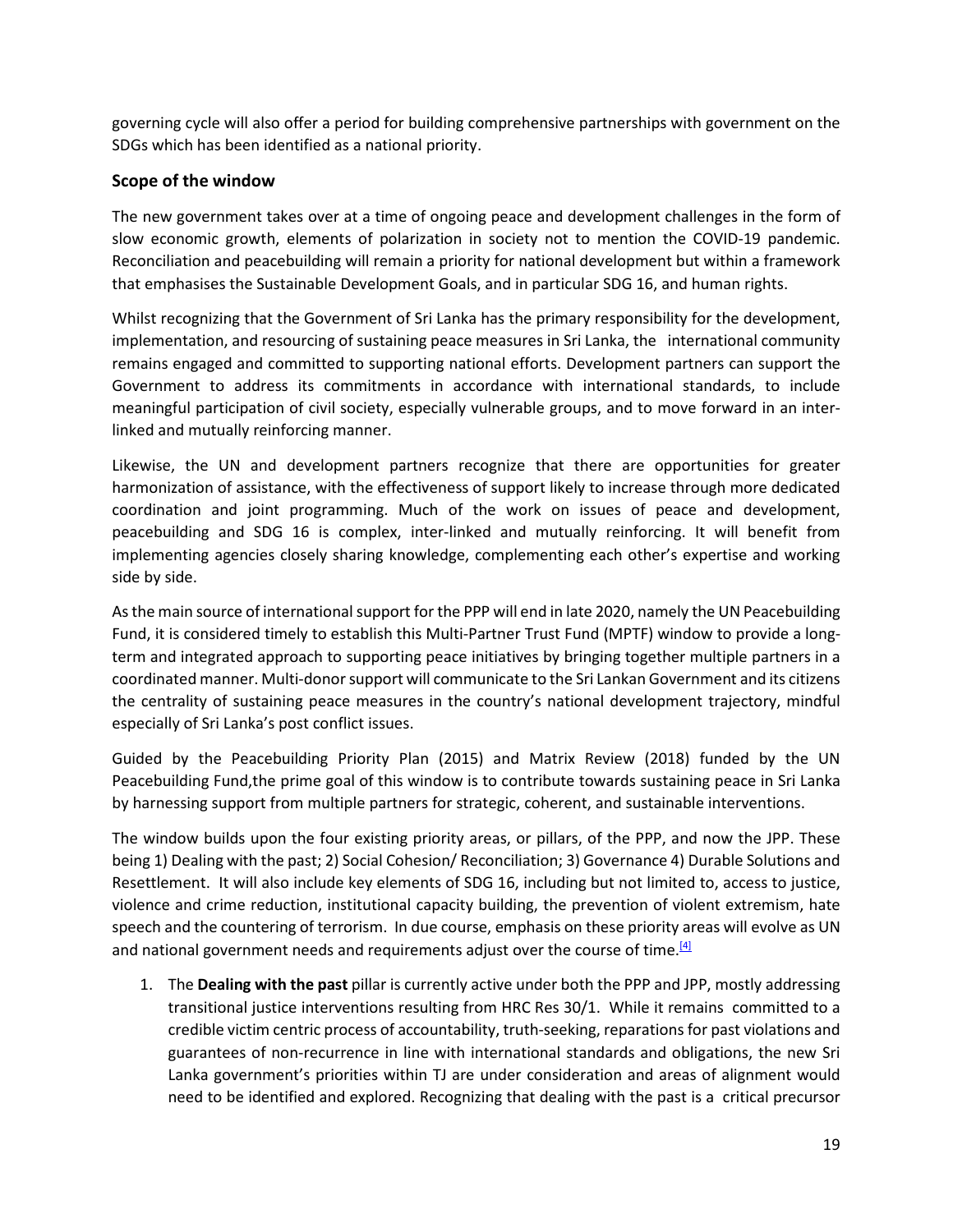governing cycle will also offer a period for building comprehensive partnerships with government on the SDGs which has been identified as a national priority.

## Scope of the window

The new government takes over at a time of ongoing peace and development challenges in the form of slow economic growth, elements of polarization in society not to mention the COVID-19 pandemic. Reconciliation and peacebuilding will remain a priority for national development but within a framework that emphasises the Sustainable Development Goals, and in particular SDG 16, and human rights.

Whilst recognizing that the Government of Sri Lanka has the primary responsibility for the development, implementation, and resourcing of sustaining peace measures in Sri Lanka, the international community remains engaged and committed to supporting national efforts. Development partners can support the Government to address its commitments in accordance with international standards, to include meaningful participation of civil society, especially vulnerable groups, and to move forward in an inter-linked and mutually reinforcing manner.

Likewise, the UN and development partners recognize that there are opportunities for greater harmonization of assistance, with the effectiveness of support likely to increase through more dedicated coordination and joint programming. Much of the work on issues of peace and development, peacebuilding and SDG 16 is complex, inter-linked and mutually reinforcing. It will benefit from implementing agencies closely sharing knowledge, complementing each other's expertise and working side by side.

As the main source of international support for the PPP will end in late 2020, namely the UN Peacebuilding Fund, it is considered timely to establish this Multi-Partner Trust Fund (MPTF) window to provide a long-term and integrated approach to supporting peace initiatives by bringing together multiple partners in a coordinated manner. Multi-donor support will communicate to the Sri Lankan Government and its citizens the centrality of sustaining peace measures in the country's national development trajectory, mindful especially of Sri Lanka's post conflict issues.

Guided by the Peacebuilding Priority Plan (2015) and Matrix Review (2018) funded by the UN Peacebuilding Fund,the prime goal of this window is to contribute towards sustaining peace in Sri Lanka by harnessing support from multiple partners for strategic, coherent, and sustainable interventions.

The window builds upon the four existing priority areas, or pillars, of the PPP, and now the JPP. These being 1) Dealing with the past; 2) Social Cohesion/ Reconciliation; 3) Governance 4) Durable Solutions and Resettlement. It will also include key elements of SDG 16, including but not limited to, access to justice, violence and crime reduction, institutional capacity building, the prevention of violent extremism, hate speech and the countering of terrorism. In due course, emphasis on these priority areas will evolve as UN and national government needs and requirements adjust over the course of time.[4]

1. The **Dealing with the past** pillar is currently active under both the PPP and JPP, mostly addressing transitional justice interventions resulting from HRC Res 30/1. While it remains committed to a credible victim centric process of accountability, truth-seeking, reparations for past violations and guarantees of non-recurrence in line with international standards and obligations, the new Sri Lanka government's priorities within TJ are under consideration and areas of alignment would need to be identified and explored. Recognizing that dealing with the past is a critical precursor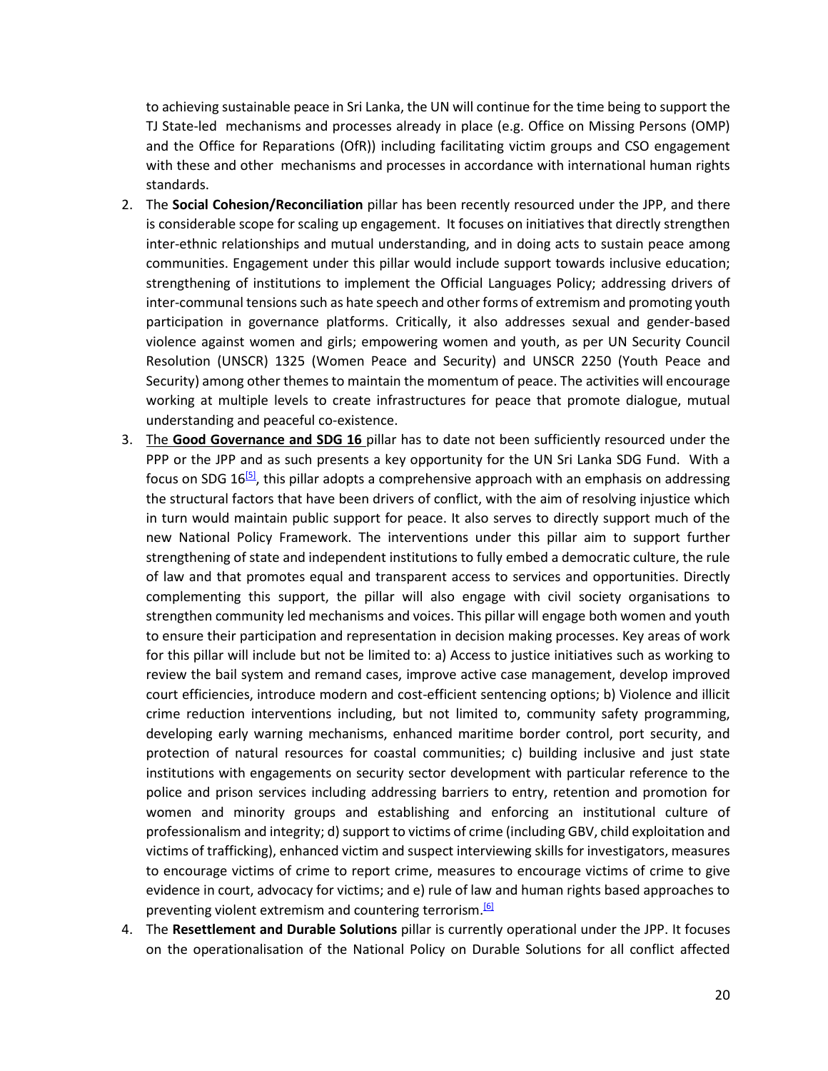to achieving sustainable peace in Sri Lanka, the UN will continue for the time being to support the TJ State-led mechanisms and processes already in place (e.g. Office on Missing Persons (OMP) and the Office for Reparations (OfR)) including facilitating victim groups and CSO engagement with these and other mechanisms and processes in accordance with international human rights standards.

2. The **Social Cohesion/Reconciliation** pillar has been recently resourced under the JPP, and there is considerable scope for scaling up engagement. It focuses on initiatives that directly strengthen inter-ethnic relationships and mutual understanding, and in doing acts to sustain peace among communities. Engagement under this pillar would include support towards inclusive education; strengthening of institutions to implement the Official Languages Policy; addressing drivers of inter-communal tensions such as hate speech and other forms of extremism and promoting youth participation in governance platforms. Critically, it also addresses sexual and gender-based violence against women and girls; empowering women and youth, as per UN Security Council Resolution (UNSCR) 1325 (Women Peace and Security) and UNSCR 2250 (Youth Peace and Security) among other themes to maintain the momentum of peace. The activities will encourage working at multiple levels to create infrastructures for peace that promote dialogue, mutual understanding and peaceful co-existence.
3. The **Good Governance and SDG 16** pillar has to date not been sufficiently resourced under the PPP or the JPP and as such presents a key opportunity for the UN Sri Lanka SDG Fund. With a focus on SDG 16[5], this pillar adopts a comprehensive approach with an emphasis on addressing the structural factors that have been drivers of conflict, with the aim of resolving injustice which in turn would maintain public support for peace. It also serves to directly support much of the new National Policy Framework. The interventions under this pillar aim to support further strengthening of state and independent institutions to fully embed a democratic culture, the rule of law and that promotes equal and transparent access to services and opportunities. Directly complementing this support, the pillar will also engage with civil society organisations to strengthen community led mechanisms and voices. This pillar will engage both women and youth to ensure their participation and representation in decision making processes. Key areas of work for this pillar will include but not be limited to: a) Access to justice initiatives such as working to review the bail system and remand cases, improve active case management, develop improved court efficiencies, introduce modern and cost-efficient sentencing options; b) Violence and illicit crime reduction interventions including, but not limited to, community safety programming, developing early warning mechanisms, enhanced maritime border control, port security, and protection of natural resources for coastal communities; c) building inclusive and just state institutions with engagements on security sector development with particular reference to the police and prison services including addressing barriers to entry, retention and promotion for women and minority groups and establishing and enforcing an institutional culture of professionalism and integrity; d) support to victims of crime (including GBV, child exploitation and victims of trafficking), enhanced victim and suspect interviewing skills for investigators, measures to encourage victims of crime to report crime, measures to encourage victims of crime to give evidence in court, advocacy for victims; and e) rule of law and human rights based approaches to preventing violent extremism and countering terrorism.[6]
4. The **Resettlement and Durable Solutions** pillar is currently operational under the JPP. It focuses on the operationalisation of the National Policy on Durable Solutions for all conflict affected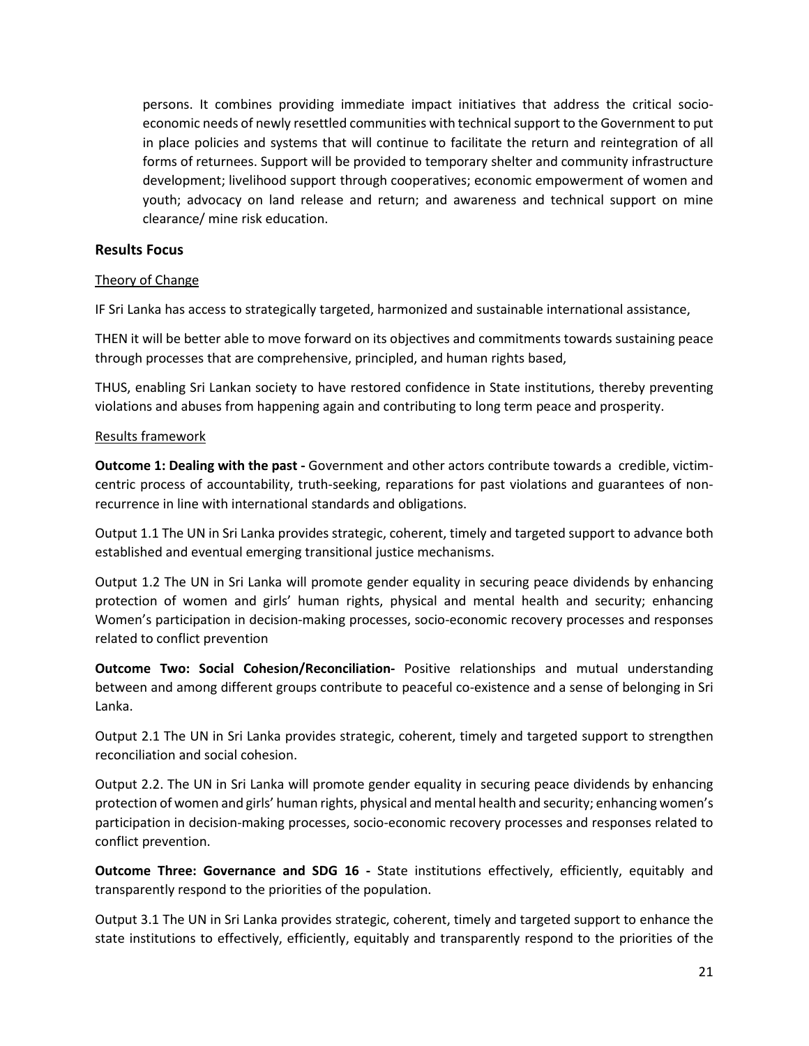persons. It combines providing immediate impact initiatives that address the critical socio-economic needs of newly resettled communities with technical support to the Government to put in place policies and systems that will continue to facilitate the return and reintegration of all forms of returnees. Support will be provided to temporary shelter and community infrastructure development; livelihood support through cooperatives; economic empowerment of women and youth; advocacy on land release and return; and awareness and technical support on mine clearance/ mine risk education.

### Results Focus

Theory of Change

IF Sri Lanka has access to strategically targeted, harmonized and sustainable international assistance,

THEN it will be better able to move forward on its objectives and commitments towards sustaining peace through processes that are comprehensive, principled, and human rights based,

THUS, enabling Sri Lankan society to have restored confidence in State institutions, thereby preventing violations and abuses from happening again and contributing to long term peace and prosperity.

Results framework

**Outcome 1: Dealing with the past -** Government and other actors contribute towards a credible, victim-centric process of accountability, truth-seeking, reparations for past violations and guarantees of non-recurrence in line with international standards and obligations.

Output 1.1 The UN in Sri Lanka provides strategic, coherent, timely and targeted support to advance both established and eventual emerging transitional justice mechanisms.

Output 1.2 The UN in Sri Lanka will promote gender equality in securing peace dividends by enhancing protection of women and girls' human rights, physical and mental health and security; enhancing Women's participation in decision-making processes, socio-economic recovery processes and responses related to conflict prevention

**Outcome Two: Social Cohesion/Reconciliation-** Positive relationships and mutual understanding between and among different groups contribute to peaceful co-existence and a sense of belonging in Sri Lanka.

Output 2.1 The UN in Sri Lanka provides strategic, coherent, timely and targeted support to strengthen reconciliation and social cohesion.

Output 2.2. The UN in Sri Lanka will promote gender equality in securing peace dividends by enhancing protection of women and girls' human rights, physical and mental health and security; enhancing women's participation in decision-making processes, socio-economic recovery processes and responses related to conflict prevention.

**Outcome Three: Governance and SDG 16 -** State institutions effectively, efficiently, equitably and transparently respond to the priorities of the population.

Output 3.1 The UN in Sri Lanka provides strategic, coherent, timely and targeted support to enhance the state institutions to effectively, efficiently, equitably and transparently respond to the priorities of the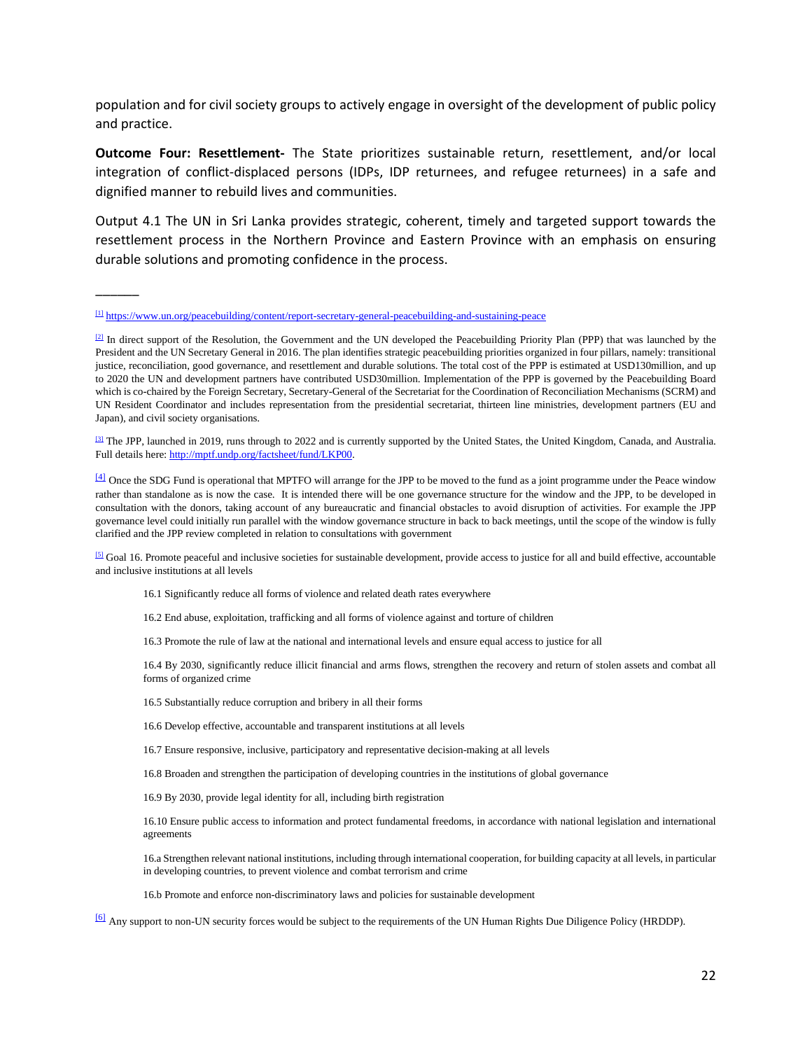population and for civil society groups to actively engage in oversight of the development of public policy and practice.

**Outcome Four: Resettlement-** The State prioritizes sustainable return, resettlement, and/or local integration of conflict-displaced persons (IDPs, IDP returnees, and refugee returnees) in a safe and dignified manner to rebuild lives and communities.

Output 4.1 The UN in Sri Lanka provides strategic, coherent, timely and targeted support towards the resettlement process in the Northern Province and Eastern Province with an emphasis on ensuring durable solutions and promoting confidence in the process.

______

[1] https://www.un.org/peacebuilding/content/report-secretary-general-peacebuilding-and-sustaining-peace

[2] In direct support of the Resolution, the Government and the UN developed the Peacebuilding Priority Plan (PPP) that was launched by the President and the UN Secretary General in 2016. The plan identifies strategic peacebuilding priorities organized in four pillars, namely: transitional justice, reconciliation, good governance, and resettlement and durable solutions. The total cost of the PPP is estimated at USD130million, and up to 2020 the UN and development partners have contributed USD30million. Implementation of the PPP is governed by the Peacebuilding Board which is co-chaired by the Foreign Secretary, Secretary-General of the Secretariat for the Coordination of Reconciliation Mechanisms (SCRM) and UN Resident Coordinator and includes representation from the presidential secretariat, thirteen line ministries, development partners (EU and Japan), and civil society organisations.

[3] The JPP, launched in 2019, runs through to 2022 and is currently supported by the United States, the United Kingdom, Canada, and Australia. Full details here: http://mptf.undp.org/factsheet/fund/LKP00.

[4] Once the SDG Fund is operational that MPTFO will arrange for the JPP to be moved to the fund as a joint programme under the Peace window rather than standalone as is now the case. It is intended there will be one governance structure for the window and the JPP, to be developed in consultation with the donors, taking account of any bureaucratic and financial obstacles to avoid disruption of activities. For example the JPP governance level could initially run parallel with the window governance structure in back to back meetings, until the scope of the window is fully clarified and the JPP review completed in relation to consultations with government

[5] Goal 16. Promote peaceful and inclusive societies for sustainable development, provide access to justice for all and build effective, accountable and inclusive institutions at all levels

> 16.1 Significantly reduce all forms of violence and related death rates everywhere
>
> 16.2 End abuse, exploitation, trafficking and all forms of violence against and torture of children
>
> 16.3 Promote the rule of law at the national and international levels and ensure equal access to justice for all
>
> 16.4 By 2030, significantly reduce illicit financial and arms flows, strengthen the recovery and return of stolen assets and combat all forms of organized crime
>
> 16.5 Substantially reduce corruption and bribery in all their forms
>
> 16.6 Develop effective, accountable and transparent institutions at all levels
>
> 16.7 Ensure responsive, inclusive, participatory and representative decision-making at all levels
>
> 16.8 Broaden and strengthen the participation of developing countries in the institutions of global governance
>
> 16.9 By 2030, provide legal identity for all, including birth registration
>
> 16.10 Ensure public access to information and protect fundamental freedoms, in accordance with national legislation and international agreements
>
> 16.a Strengthen relevant national institutions, including through international cooperation, for building capacity at all levels, in particular in developing countries, to prevent violence and combat terrorism and crime
>
> 16.b Promote and enforce non-discriminatory laws and policies for sustainable development

[6] Any support to non-UN security forces would be subject to the requirements of the UN Human Rights Due Diligence Policy (HRDDP).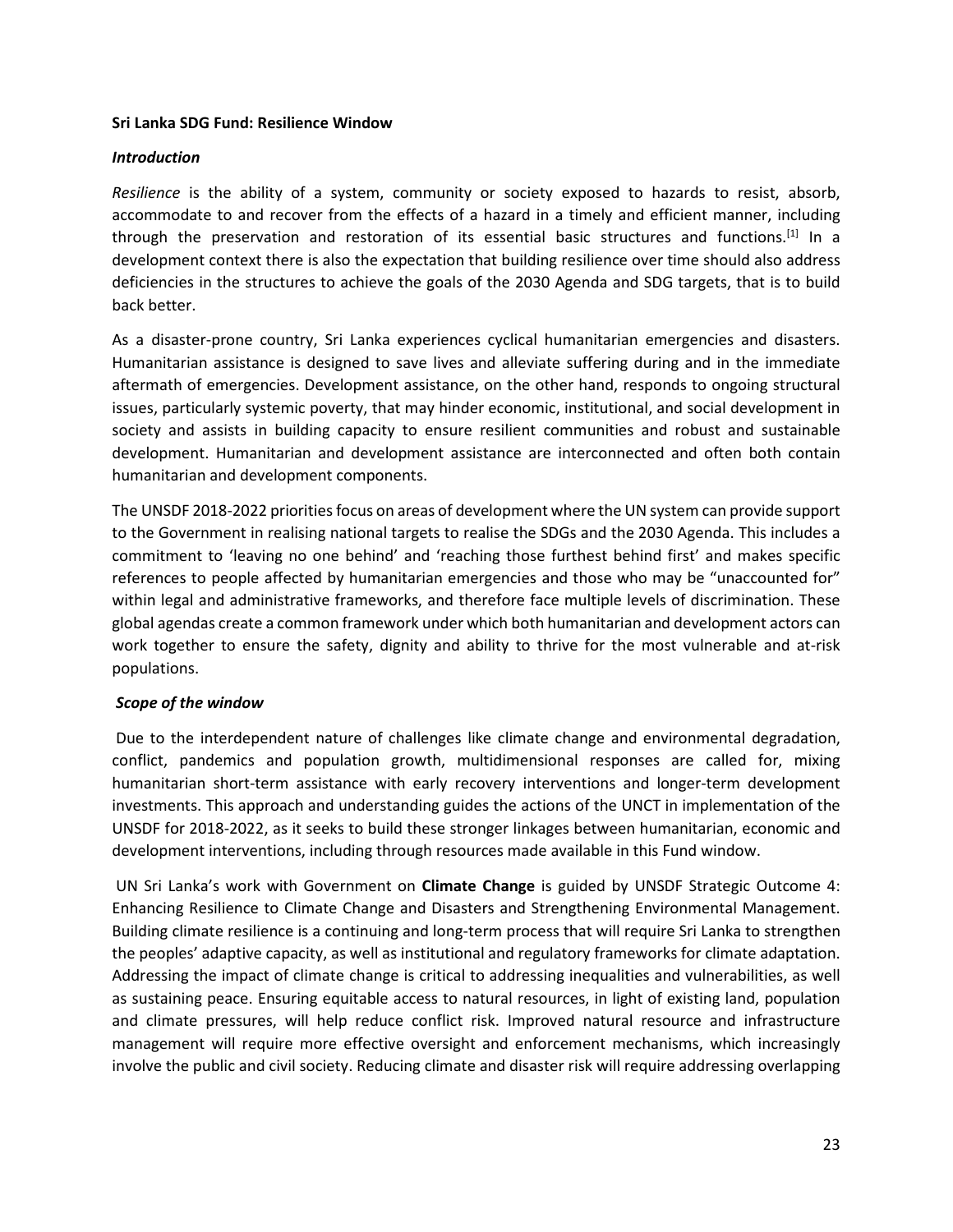**Sri Lanka SDG Fund: Resilience Window**

***Introduction***

*Resilience* is the ability of a system, community or society exposed to hazards to resist, absorb, accommodate to and recover from the effects of a hazard in a timely and efficient manner, including through the preservation and restoration of its essential basic structures and functions.[1] In a development context there is also the expectation that building resilience over time should also address deficiencies in the structures to achieve the goals of the 2030 Agenda and SDG targets, that is to build back better.

As a disaster-prone country, Sri Lanka experiences cyclical humanitarian emergencies and disasters. Humanitarian assistance is designed to save lives and alleviate suffering during and in the immediate aftermath of emergencies. Development assistance, on the other hand, responds to ongoing structural issues, particularly systemic poverty, that may hinder economic, institutional, and social development in society and assists in building capacity to ensure resilient communities and robust and sustainable development. Humanitarian and development assistance are interconnected and often both contain humanitarian and development components.

The UNSDF 2018-2022 priorities focus on areas of development where the UN system can provide support to the Government in realising national targets to realise the SDGs and the 2030 Agenda. This includes a commitment to 'leaving no one behind' and 'reaching those furthest behind first' and makes specific references to people affected by humanitarian emergencies and those who may be "unaccounted for" within legal and administrative frameworks, and therefore face multiple levels of discrimination. These global agendas create a common framework under which both humanitarian and development actors can work together to ensure the safety, dignity and ability to thrive for the most vulnerable and at-risk populations.

***Scope of the window***

Due to the interdependent nature of challenges like climate change and environmental degradation, conflict, pandemics and population growth, multidimensional responses are called for, mixing humanitarian short-term assistance with early recovery interventions and longer-term development investments. This approach and understanding guides the actions of the UNCT in implementation of the UNSDF for 2018-2022, as it seeks to build these stronger linkages between humanitarian, economic and development interventions, including through resources made available in this Fund window.

UN Sri Lanka's work with Government on **Climate Change** is guided by UNSDF Strategic Outcome 4: Enhancing Resilience to Climate Change and Disasters and Strengthening Environmental Management. Building climate resilience is a continuing and long-term process that will require Sri Lanka to strengthen the peoples' adaptive capacity, as well as institutional and regulatory frameworks for climate adaptation. Addressing the impact of climate change is critical to addressing inequalities and vulnerabilities, as well as sustaining peace. Ensuring equitable access to natural resources, in light of existing land, population and climate pressures, will help reduce conflict risk. Improved natural resource and infrastructure management will require more effective oversight and enforcement mechanisms, which increasingly involve the public and civil society. Reducing climate and disaster risk will require addressing overlapping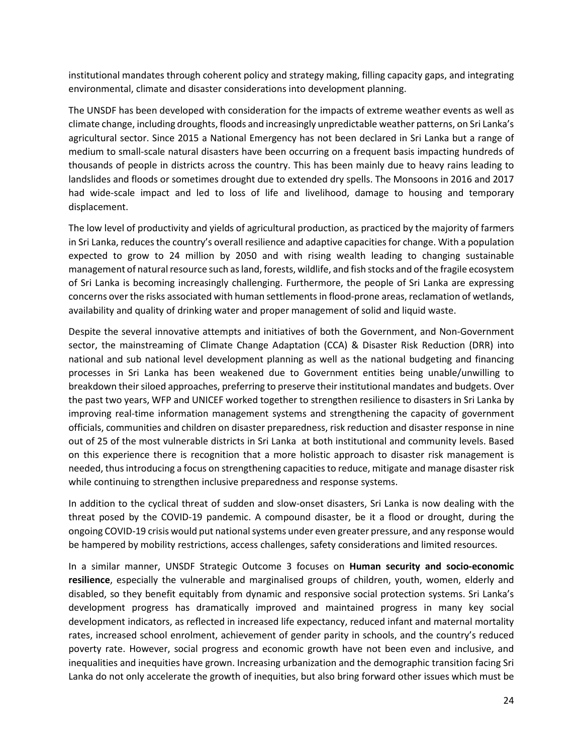institutional mandates through coherent policy and strategy making, filling capacity gaps, and integrating environmental, climate and disaster considerations into development planning.

The UNSDF has been developed with consideration for the impacts of extreme weather events as well as climate change, including droughts, floods and increasingly unpredictable weather patterns, on Sri Lanka's agricultural sector. Since 2015 a National Emergency has not been declared in Sri Lanka but a range of medium to small-scale natural disasters have been occurring on a frequent basis impacting hundreds of thousands of people in districts across the country. This has been mainly due to heavy rains leading to landslides and floods or sometimes drought due to extended dry spells. The Monsoons in 2016 and 2017 had wide-scale impact and led to loss of life and livelihood, damage to housing and temporary displacement.

The low level of productivity and yields of agricultural production, as practiced by the majority of farmers in Sri Lanka, reduces the country's overall resilience and adaptive capacities for change. With a population expected to grow to 24 million by 2050 and with rising wealth leading to changing sustainable management of natural resource such as land, forests, wildlife, and fish stocks and of the fragile ecosystem of Sri Lanka is becoming increasingly challenging. Furthermore, the people of Sri Lanka are expressing concerns over the risks associated with human settlements in flood-prone areas, reclamation of wetlands, availability and quality of drinking water and proper management of solid and liquid waste.

Despite the several innovative attempts and initiatives of both the Government, and Non-Government sector, the mainstreaming of Climate Change Adaptation (CCA) & Disaster Risk Reduction (DRR) into national and sub national level development planning as well as the national budgeting and financing processes in Sri Lanka has been weakened due to Government entities being unable/unwilling to breakdown their siloed approaches, preferring to preserve their institutional mandates and budgets. Over the past two years, WFP and UNICEF worked together to strengthen resilience to disasters in Sri Lanka by improving real-time information management systems and strengthening the capacity of government officials, communities and children on disaster preparedness, risk reduction and disaster response in nine out of 25 of the most vulnerable districts in Sri Lanka at both institutional and community levels. Based on this experience there is recognition that a more holistic approach to disaster risk management is needed, thus introducing a focus on strengthening capacities to reduce, mitigate and manage disaster risk while continuing to strengthen inclusive preparedness and response systems.

In addition to the cyclical threat of sudden and slow-onset disasters, Sri Lanka is now dealing with the threat posed by the COVID-19 pandemic. A compound disaster, be it a flood or drought, during the ongoing COVID-19 crisis would put national systems under even greater pressure, and any response would be hampered by mobility restrictions, access challenges, safety considerations and limited resources.

In a similar manner, UNSDF Strategic Outcome 3 focuses on **Human security and socio-economic resilience**, especially the vulnerable and marginalised groups of children, youth, women, elderly and disabled, so they benefit equitably from dynamic and responsive social protection systems. Sri Lanka's development progress has dramatically improved and maintained progress in many key social development indicators, as reflected in increased life expectancy, reduced infant and maternal mortality rates, increased school enrolment, achievement of gender parity in schools, and the country's reduced poverty rate. However, social progress and economic growth have not been even and inclusive, and inequalities and inequities have grown. Increasing urbanization and the demographic transition facing Sri Lanka do not only accelerate the growth of inequities, but also bring forward other issues which must be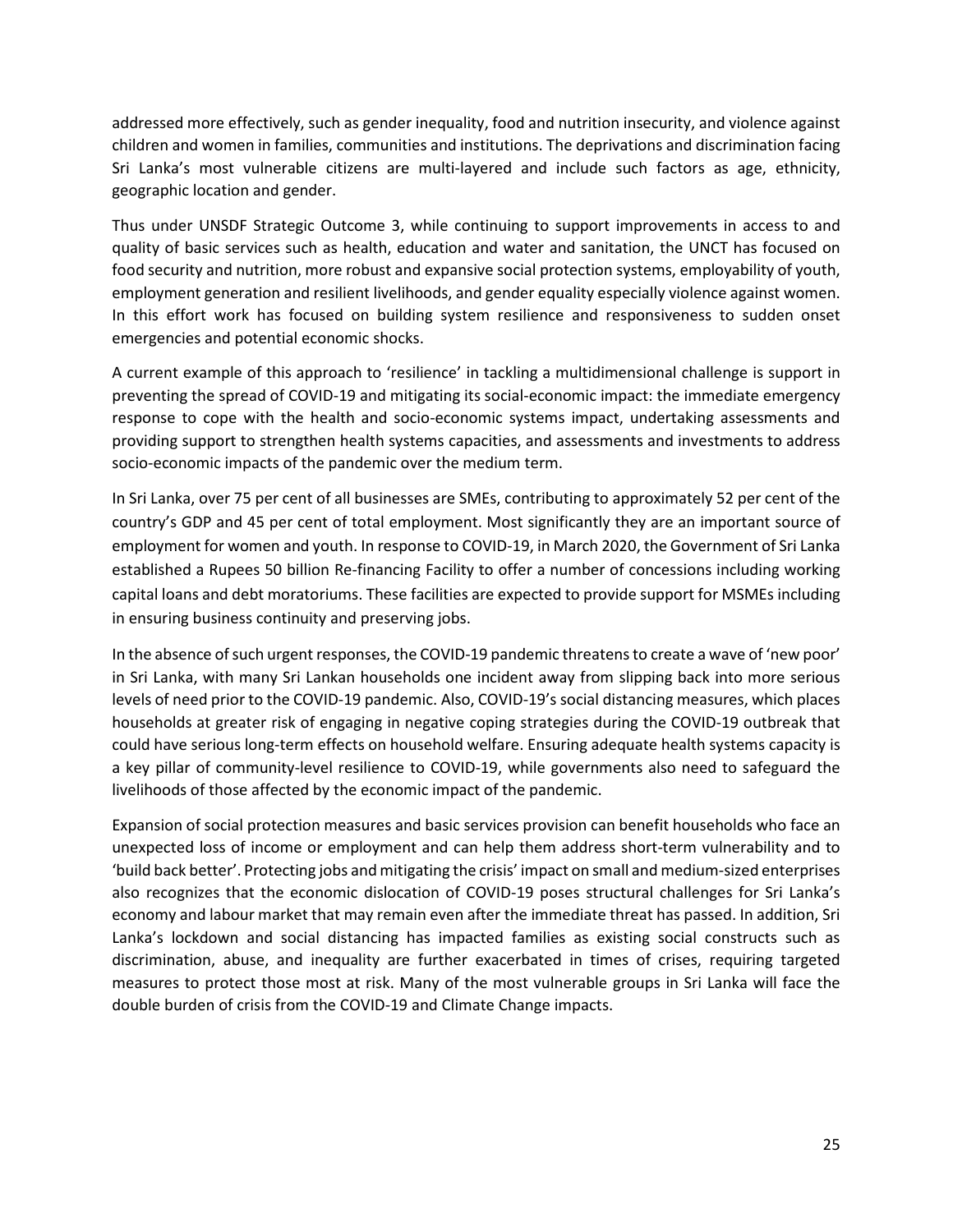addressed more effectively, such as gender inequality, food and nutrition insecurity, and violence against children and women in families, communities and institutions. The deprivations and discrimination facing Sri Lanka's most vulnerable citizens are multi-layered and include such factors as age, ethnicity, geographic location and gender.

Thus under UNSDF Strategic Outcome 3, while continuing to support improvements in access to and quality of basic services such as health, education and water and sanitation, the UNCT has focused on food security and nutrition, more robust and expansive social protection systems, employability of youth, employment generation and resilient livelihoods, and gender equality especially violence against women. In this effort work has focused on building system resilience and responsiveness to sudden onset emergencies and potential economic shocks.

A current example of this approach to 'resilience' in tackling a multidimensional challenge is support in preventing the spread of COVID-19 and mitigating its social-economic impact: the immediate emergency response to cope with the health and socio-economic systems impact, undertaking assessments and providing support to strengthen health systems capacities, and assessments and investments to address socio-economic impacts of the pandemic over the medium term.

In Sri Lanka, over 75 per cent of all businesses are SMEs, contributing to approximately 52 per cent of the country's GDP and 45 per cent of total employment. Most significantly they are an important source of employment for women and youth. In response to COVID-19, in March 2020, the Government of Sri Lanka established a Rupees 50 billion Re-financing Facility to offer a number of concessions including working capital loans and debt moratoriums. These facilities are expected to provide support for MSMEs including in ensuring business continuity and preserving jobs.

In the absence of such urgent responses, the COVID-19 pandemic threatens to create a wave of 'new poor' in Sri Lanka, with many Sri Lankan households one incident away from slipping back into more serious levels of need prior to the COVID-19 pandemic. Also, COVID-19's social distancing measures, which places households at greater risk of engaging in negative coping strategies during the COVID-19 outbreak that could have serious long-term effects on household welfare. Ensuring adequate health systems capacity is a key pillar of community-level resilience to COVID-19, while governments also need to safeguard the livelihoods of those affected by the economic impact of the pandemic.

Expansion of social protection measures and basic services provision can benefit households who face an unexpected loss of income or employment and can help them address short-term vulnerability and to 'build back better'. Protecting jobs and mitigating the crisis' impact on small and medium-sized enterprises also recognizes that the economic dislocation of COVID-19 poses structural challenges for Sri Lanka's economy and labour market that may remain even after the immediate threat has passed. In addition, Sri Lanka's lockdown and social distancing has impacted families as existing social constructs such as discrimination, abuse, and inequality are further exacerbated in times of crises, requiring targeted measures to protect those most at risk. Many of the most vulnerable groups in Sri Lanka will face the double burden of crisis from the COVID-19 and Climate Change impacts.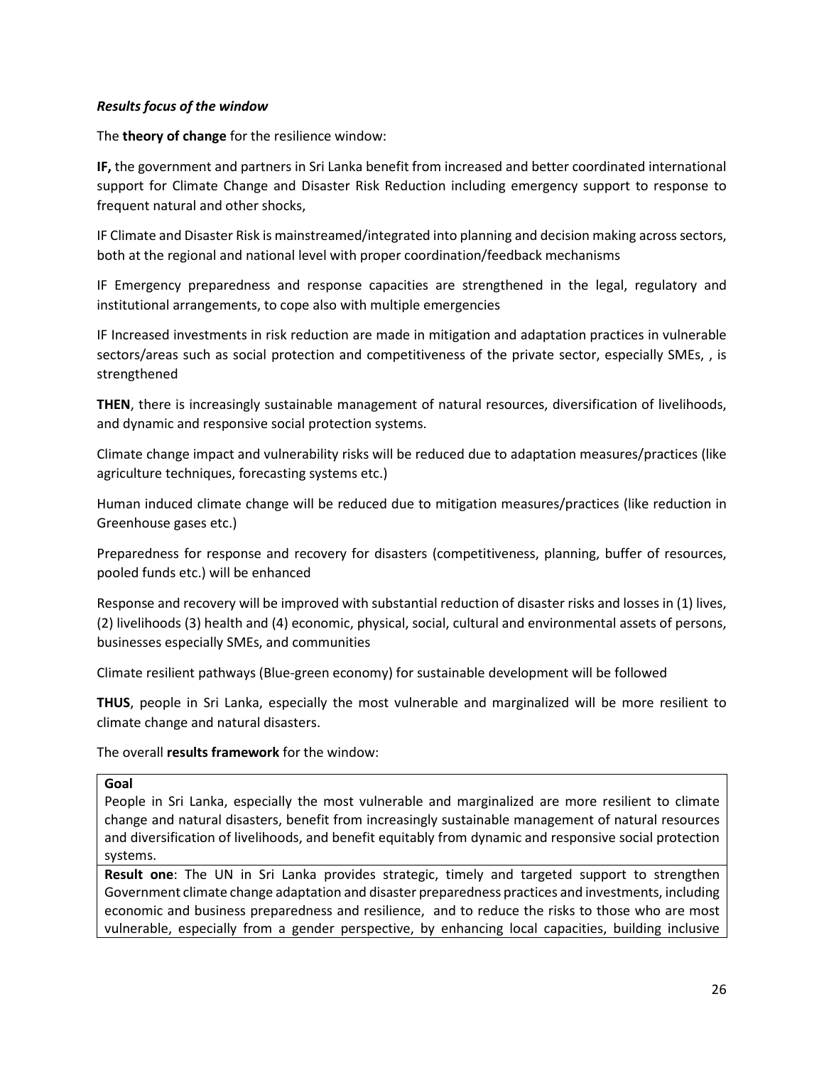***Results focus of the window***

The **theory of change** for the resilience window:

**IF,** the government and partners in Sri Lanka benefit from increased and better coordinated international support for Climate Change and Disaster Risk Reduction including emergency support to response to frequent natural and other shocks,

IF Climate and Disaster Risk is mainstreamed/integrated into planning and decision making across sectors, both at the regional and national level with proper coordination/feedback mechanisms

IF Emergency preparedness and response capacities are strengthened in the legal, regulatory and institutional arrangements, to cope also with multiple emergencies

IF Increased investments in risk reduction are made in mitigation and adaptation practices in vulnerable sectors/areas such as social protection and competitiveness of the private sector, especially SMEs, , is strengthened

**THEN**, there is increasingly sustainable management of natural resources, diversification of livelihoods, and dynamic and responsive social protection systems.

Climate change impact and vulnerability risks will be reduced due to adaptation measures/practices (like agriculture techniques, forecasting systems etc.)

Human induced climate change will be reduced due to mitigation measures/practices (like reduction in Greenhouse gases etc.)

Preparedness for response and recovery for disasters (competitiveness, planning, buffer of resources, pooled funds etc.) will be enhanced

Response and recovery will be improved with substantial reduction of disaster risks and losses in (1) lives, (2) livelihoods (3) health and (4) economic, physical, social, cultural and environmental assets of persons, businesses especially SMEs, and communities

Climate resilient pathways (Blue-green economy) for sustainable development will be followed

**THUS**, people in Sri Lanka, especially the most vulnerable and marginalized will be more resilient to climate change and natural disasters.

The overall **results framework** for the window:

| **Goal**<br>People in Sri Lanka, especially the most vulnerable and marginalized are more resilient to climate change and natural disasters, benefit from increasingly sustainable management of natural resources and diversification of livelihoods, and benefit equitably from dynamic and responsive social protection systems. |
|---|
| **Result one**: The UN in Sri Lanka provides strategic, timely and targeted support to strengthen Government climate change adaptation and disaster preparedness practices and investments, including economic and business preparedness and resilience, and to reduce the risks to those who are most vulnerable, especially from a gender perspective, by enhancing local capacities, building inclusive |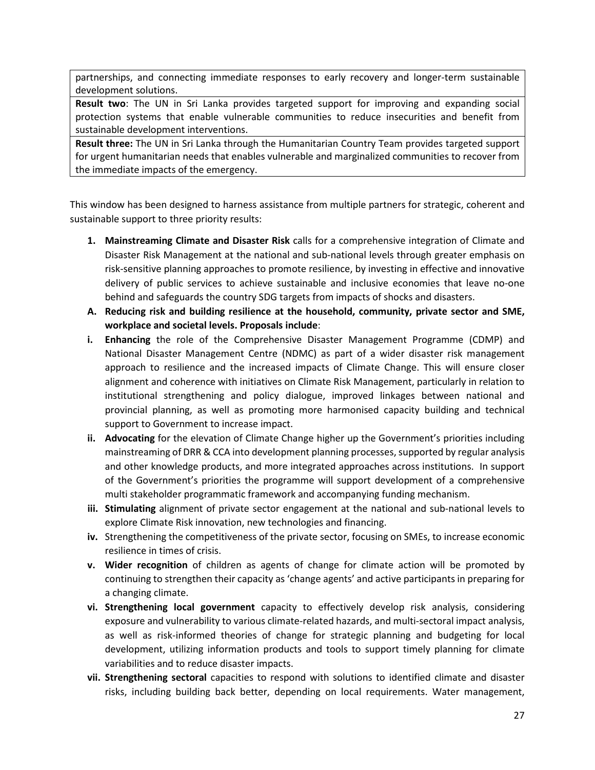| partnerships, and connecting immediate responses to early recovery and longer-term sustainable development solutions. |
| --- |
| **Result two**: The UN in Sri Lanka provides targeted support for improving and expanding social protection systems that enable vulnerable communities to reduce insecurities and benefit from sustainable development interventions. |
| **Result three:** The UN in Sri Lanka through the Humanitarian Country Team provides targeted support for urgent humanitarian needs that enables vulnerable and marginalized communities to recover from the immediate impacts of the emergency. |

This window has been designed to harness assistance from multiple partners for strategic, coherent and sustainable support to three priority results:

1. **Mainstreaming Climate and Disaster Risk** calls for a comprehensive integration of Climate and Disaster Risk Management at the national and sub-national levels through greater emphasis on risk-sensitive planning approaches to promote resilience, by investing in effective and innovative delivery of public services to achieve sustainable and inclusive economies that leave no-one behind and safeguards the country SDG targets from impacts of shocks and disasters.

**A. Reducing risk and building resilience at the household, community, private sector and SME, workplace and societal levels. Proposals include**:

- **i. Enhancing** the role of the Comprehensive Disaster Management Programme (CDMP) and National Disaster Management Centre (NDMC) as part of a wider disaster risk management approach to resilience and the increased impacts of Climate Change. This will ensure closer alignment and coherence with initiatives on Climate Risk Management, particularly in relation to institutional strengthening and policy dialogue, improved linkages between national and provincial planning, as well as promoting more harmonised capacity building and technical support to Government to increase impact.
- **ii. Advocating** for the elevation of Climate Change higher up the Government's priorities including mainstreaming of DRR & CCA into development planning processes, supported by regular analysis and other knowledge products, and more integrated approaches across institutions. In support of the Government's priorities the programme will support development of a comprehensive multi stakeholder programmatic framework and accompanying funding mechanism.
- **iii. Stimulating** alignment of private sector engagement at the national and sub-national levels to explore Climate Risk innovation, new technologies and financing.
- **iv.** Strengthening the competitiveness of the private sector, focusing on SMEs, to increase economic resilience in times of crisis.
- **v. Wider recognition** of children as agents of change for climate action will be promoted by continuing to strengthen their capacity as 'change agents' and active participants in preparing for a changing climate.
- **vi. Strengthening local government** capacity to effectively develop risk analysis, considering exposure and vulnerability to various climate-related hazards, and multi-sectoral impact analysis, as well as risk-informed theories of change for strategic planning and budgeting for local development, utilizing information products and tools to support timely planning for climate variabilities and to reduce disaster impacts.
- **vii. Strengthening sectoral** capacities to respond with solutions to identified climate and disaster risks, including building back better, depending on local requirements. Water management,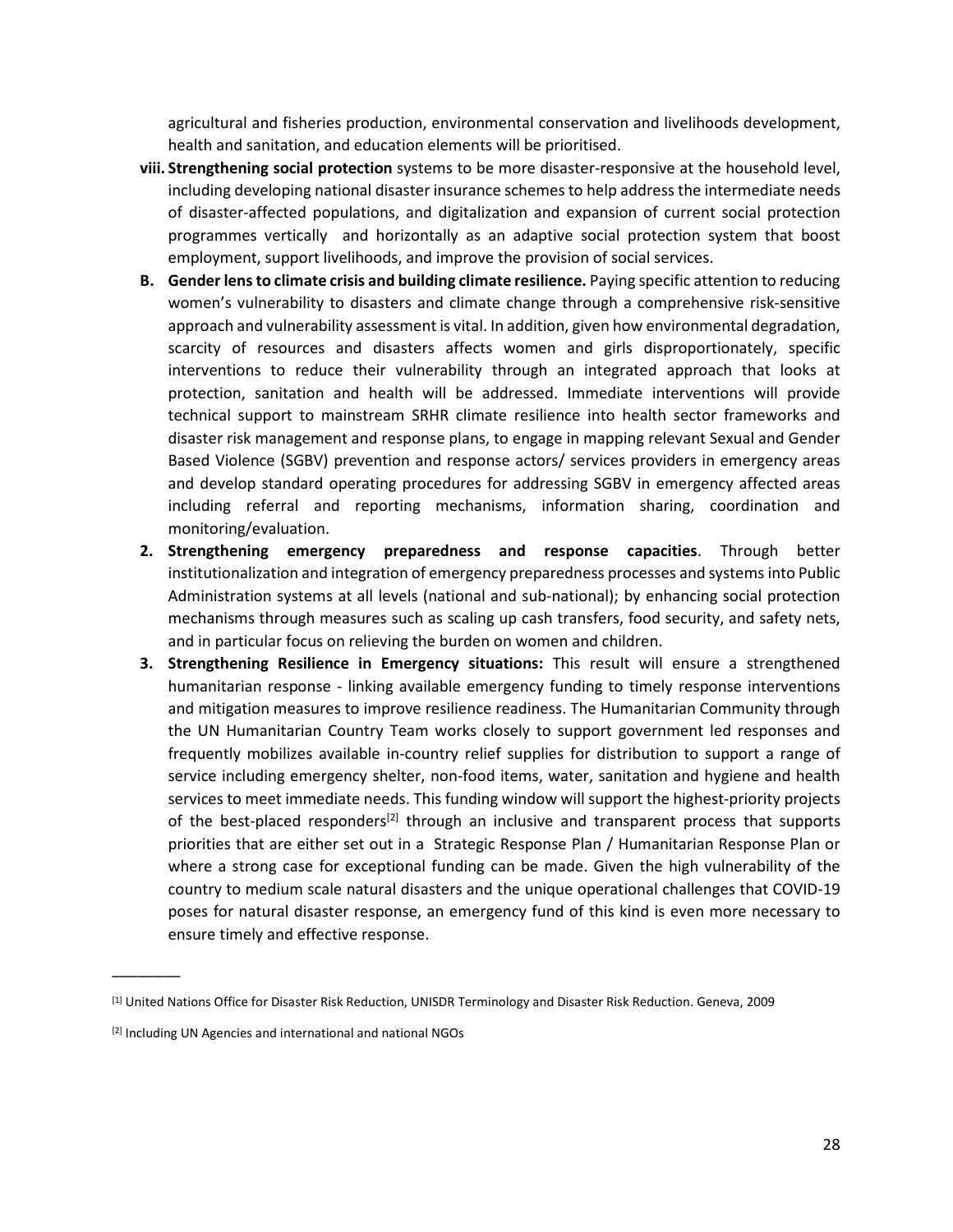agricultural and fisheries production, environmental conservation and livelihoods development, health and sanitation, and education elements will be prioritised.

viii. **Strengthening social protection** systems to be more disaster-responsive at the household level, including developing national disaster insurance schemes to help address the intermediate needs of disaster-affected populations, and digitalization and expansion of current social protection programmes vertically and horizontally as an adaptive social protection system that boost employment, support livelihoods, and improve the provision of social services.

B. **Gender lens to climate crisis and building climate resilience.** Paying specific attention to reducing women's vulnerability to disasters and climate change through a comprehensive risk-sensitive approach and vulnerability assessment is vital. In addition, given how environmental degradation, scarcity of resources and disasters affects women and girls disproportionately, specific interventions to reduce their vulnerability through an integrated approach that looks at protection, sanitation and health will be addressed. Immediate interventions will provide technical support to mainstream SRHR climate resilience into health sector frameworks and disaster risk management and response plans, to engage in mapping relevant Sexual and Gender Based Violence (SGBV) prevention and response actors/ services providers in emergency areas and develop standard operating procedures for addressing SGBV in emergency affected areas including referral and reporting mechanisms, information sharing, coordination and monitoring/evaluation.

2. **Strengthening emergency preparedness and response capacities**. Through better institutionalization and integration of emergency preparedness processes and systems into Public Administration systems at all levels (national and sub-national); by enhancing social protection mechanisms through measures such as scaling up cash transfers, food security, and safety nets, and in particular focus on relieving the burden on women and children.

3. **Strengthening Resilience in Emergency situations:** This result will ensure a strengthened humanitarian response - linking available emergency funding to timely response interventions and mitigation measures to improve resilience readiness. The Humanitarian Community through the UN Humanitarian Country Team works closely to support government led responses and frequently mobilizes available in-country relief supplies for distribution to support a range of service including emergency shelter, non-food items, water, sanitation and hygiene and health services to meet immediate needs. This funding window will support the highest-priority projects of the best-placed responders[2] through an inclusive and transparent process that supports priorities that are either set out in a Strategic Response Plan / Humanitarian Response Plan or where a strong case for exceptional funding can be made. Given the high vulnerability of the country to medium scale natural disasters and the unique operational challenges that COVID-19 poses for natural disaster response, an emergency fund of this kind is even more necessary to ensure timely and effective response.

---

[1] United Nations Office for Disaster Risk Reduction, UNISDR Terminology and Disaster Risk Reduction. Geneva, 2009

[2] Including UN Agencies and international and national NGOs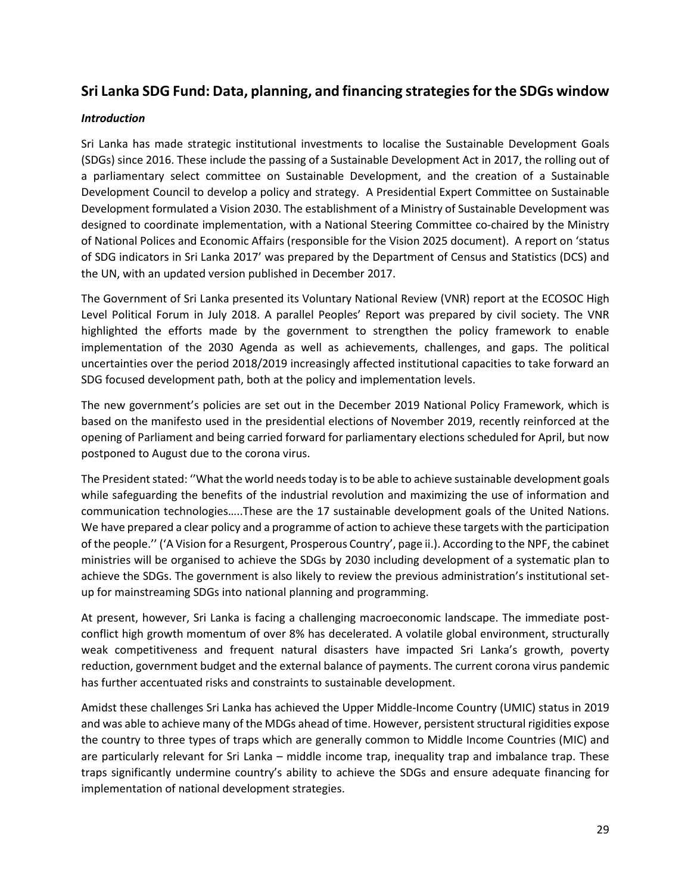## Sri Lanka SDG Fund: Data, planning, and financing strategies for the SDGs window

### *Introduction*

Sri Lanka has made strategic institutional investments to localise the Sustainable Development Goals (SDGs) since 2016. These include the passing of a Sustainable Development Act in 2017, the rolling out of a parliamentary select committee on Sustainable Development, and the creation of a Sustainable Development Council to develop a policy and strategy. A Presidential Expert Committee on Sustainable Development formulated a Vision 2030. The establishment of a Ministry of Sustainable Development was designed to coordinate implementation, with a National Steering Committee co-chaired by the Ministry of National Polices and Economic Affairs (responsible for the Vision 2025 document). A report on 'status of SDG indicators in Sri Lanka 2017' was prepared by the Department of Census and Statistics (DCS) and the UN, with an updated version published in December 2017.

The Government of Sri Lanka presented its Voluntary National Review (VNR) report at the ECOSOC High Level Political Forum in July 2018. A parallel Peoples' Report was prepared by civil society. The VNR highlighted the efforts made by the government to strengthen the policy framework to enable implementation of the 2030 Agenda as well as achievements, challenges, and gaps. The political uncertainties over the period 2018/2019 increasingly affected institutional capacities to take forward an SDG focused development path, both at the policy and implementation levels.

The new government's policies are set out in the December 2019 National Policy Framework, which is based on the manifesto used in the presidential elections of November 2019, recently reinforced at the opening of Parliament and being carried forward for parliamentary elections scheduled for April, but now postponed to August due to the corona virus.

The President stated: ''What the world needs today is to be able to achieve sustainable development goals while safeguarding the benefits of the industrial revolution and maximizing the use of information and communication technologies…..These are the 17 sustainable development goals of the United Nations. We have prepared a clear policy and a programme of action to achieve these targets with the participation of the people.'' ('A Vision for a Resurgent, Prosperous Country', page ii.). According to the NPF, the cabinet ministries will be organised to achieve the SDGs by 2030 including development of a systematic plan to achieve the SDGs. The government is also likely to review the previous administration's institutional set-up for mainstreaming SDGs into national planning and programming.

At present, however, Sri Lanka is facing a challenging macroeconomic landscape. The immediate post-conflict high growth momentum of over 8% has decelerated. A volatile global environment, structurally weak competitiveness and frequent natural disasters have impacted Sri Lanka's growth, poverty reduction, government budget and the external balance of payments. The current corona virus pandemic has further accentuated risks and constraints to sustainable development.

Amidst these challenges Sri Lanka has achieved the Upper Middle-Income Country (UMIC) status in 2019 and was able to achieve many of the MDGs ahead of time. However, persistent structural rigidities expose the country to three types of traps which are generally common to Middle Income Countries (MIC) and are particularly relevant for Sri Lanka – middle income trap, inequality trap and imbalance trap. These traps significantly undermine country's ability to achieve the SDGs and ensure adequate financing for implementation of national development strategies.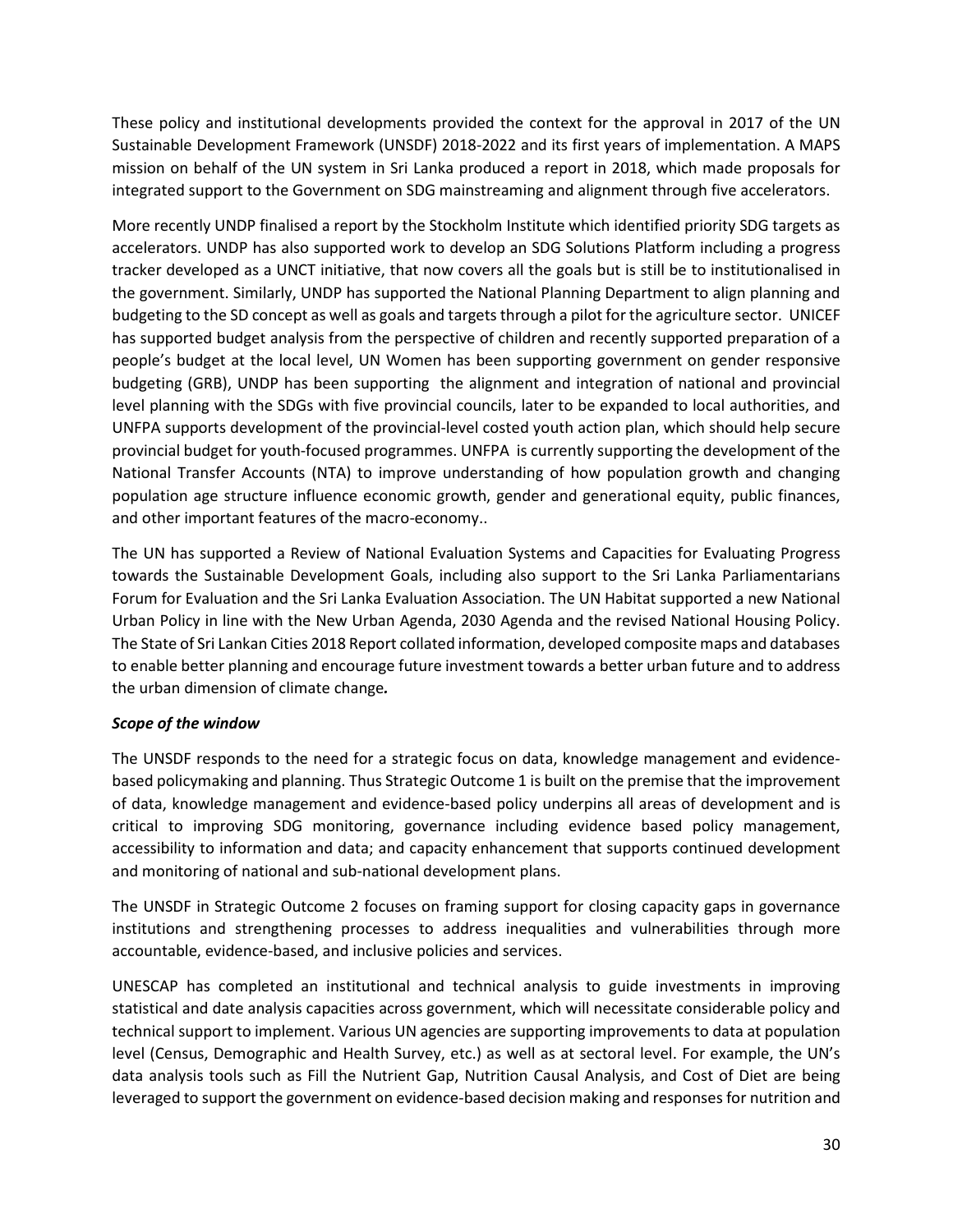These policy and institutional developments provided the context for the approval in 2017 of the UN Sustainable Development Framework (UNSDF) 2018-2022 and its first years of implementation. A MAPS mission on behalf of the UN system in Sri Lanka produced a report in 2018, which made proposals for integrated support to the Government on SDG mainstreaming and alignment through five accelerators.

More recently UNDP finalised a report by the Stockholm Institute which identified priority SDG targets as accelerators. UNDP has also supported work to develop an SDG Solutions Platform including a progress tracker developed as a UNCT initiative, that now covers all the goals but is still be to institutionalised in the government. Similarly, UNDP has supported the National Planning Department to align planning and budgeting to the SD concept as well as goals and targets through a pilot for the agriculture sector. UNICEF has supported budget analysis from the perspective of children and recently supported preparation of a people's budget at the local level, UN Women has been supporting government on gender responsive budgeting (GRB), UNDP has been supporting the alignment and integration of national and provincial level planning with the SDGs with five provincial councils, later to be expanded to local authorities, and UNFPA supports development of the provincial-level costed youth action plan, which should help secure provincial budget for youth-focused programmes. UNFPA is currently supporting the development of the National Transfer Accounts (NTA) to improve understanding of how population growth and changing population age structure influence economic growth, gender and generational equity, public finances, and other important features of the macro-economy..

The UN has supported a Review of National Evaluation Systems and Capacities for Evaluating Progress towards the Sustainable Development Goals, including also support to the Sri Lanka Parliamentarians Forum for Evaluation and the Sri Lanka Evaluation Association. The UN Habitat supported a new National Urban Policy in line with the New Urban Agenda, 2030 Agenda and the revised National Housing Policy. The State of Sri Lankan Cities 2018 Report collated information, developed composite maps and databases to enable better planning and encourage future investment towards a better urban future and to address the urban dimension of climate change*.*

***Scope of the window***

The UNSDF responds to the need for a strategic focus on data, knowledge management and evidence-based policymaking and planning. Thus Strategic Outcome 1 is built on the premise that the improvement of data, knowledge management and evidence-based policy underpins all areas of development and is critical to improving SDG monitoring, governance including evidence based policy management, accessibility to information and data; and capacity enhancement that supports continued development and monitoring of national and sub-national development plans.

The UNSDF in Strategic Outcome 2 focuses on framing support for closing capacity gaps in governance institutions and strengthening processes to address inequalities and vulnerabilities through more accountable, evidence-based, and inclusive policies and services.

UNESCAP has completed an institutional and technical analysis to guide investments in improving statistical and date analysis capacities across government, which will necessitate considerable policy and technical support to implement. Various UN agencies are supporting improvements to data at population level (Census, Demographic and Health Survey, etc.) as well as at sectoral level. For example, the UN's data analysis tools such as Fill the Nutrient Gap, Nutrition Causal Analysis, and Cost of Diet are being leveraged to support the government on evidence-based decision making and responses for nutrition and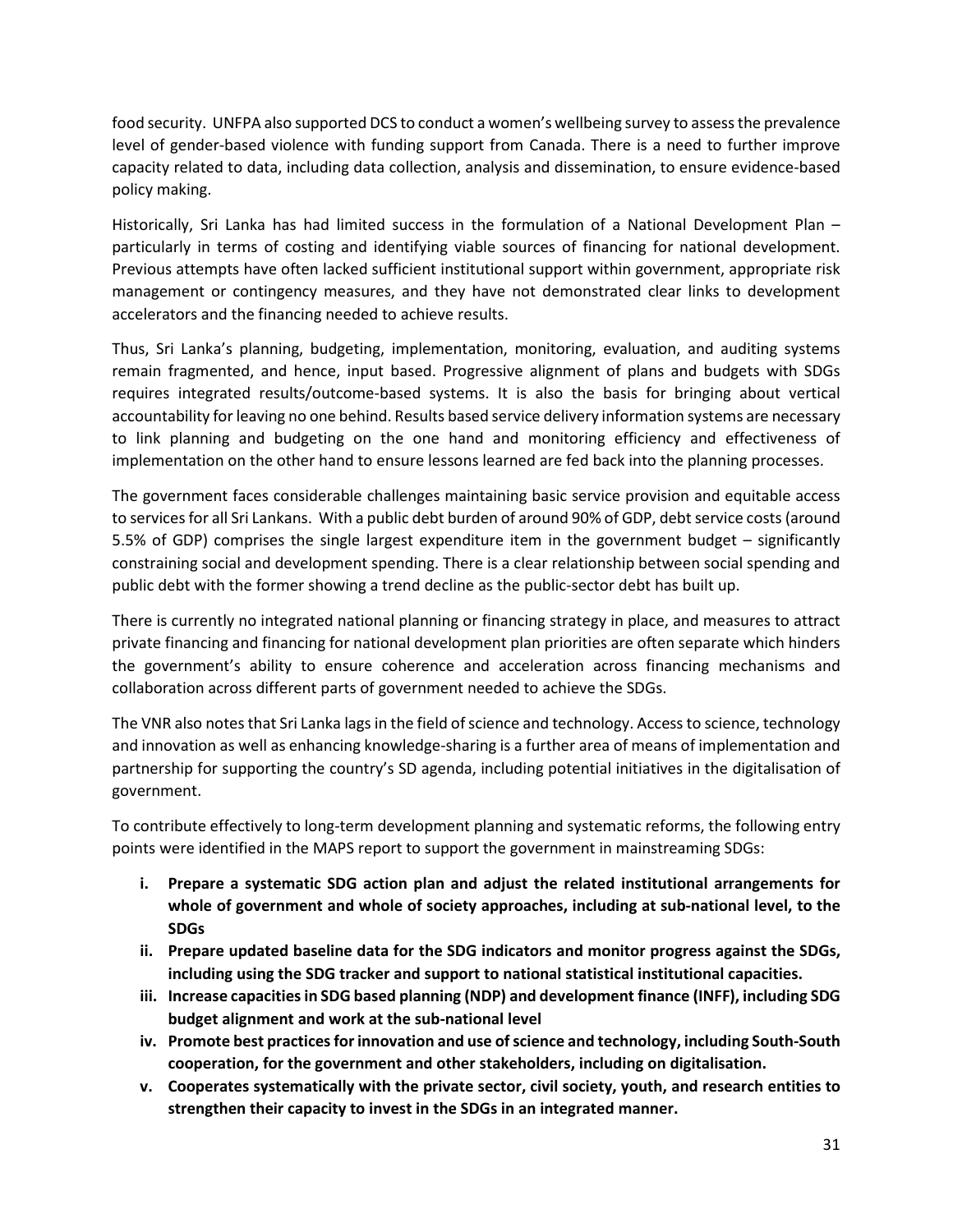food security. UNFPA also supported DCS to conduct a women's wellbeing survey to assess the prevalence level of gender-based violence with funding support from Canada. There is a need to further improve capacity related to data, including data collection, analysis and dissemination, to ensure evidence-based policy making.

Historically, Sri Lanka has had limited success in the formulation of a National Development Plan – particularly in terms of costing and identifying viable sources of financing for national development. Previous attempts have often lacked sufficient institutional support within government, appropriate risk management or contingency measures, and they have not demonstrated clear links to development accelerators and the financing needed to achieve results.

Thus, Sri Lanka's planning, budgeting, implementation, monitoring, evaluation, and auditing systems remain fragmented, and hence, input based. Progressive alignment of plans and budgets with SDGs requires integrated results/outcome-based systems. It is also the basis for bringing about vertical accountability for leaving no one behind. Results based service delivery information systems are necessary to link planning and budgeting on the one hand and monitoring efficiency and effectiveness of implementation on the other hand to ensure lessons learned are fed back into the planning processes.

The government faces considerable challenges maintaining basic service provision and equitable access to services for all Sri Lankans. With a public debt burden of around 90% of GDP, debt service costs (around 5.5% of GDP) comprises the single largest expenditure item in the government budget – significantly constraining social and development spending. There is a clear relationship between social spending and public debt with the former showing a trend decline as the public-sector debt has built up.

There is currently no integrated national planning or financing strategy in place, and measures to attract private financing and financing for national development plan priorities are often separate which hinders the government's ability to ensure coherence and acceleration across financing mechanisms and collaboration across different parts of government needed to achieve the SDGs.

The VNR also notes that Sri Lanka lags in the field of science and technology. Access to science, technology and innovation as well as enhancing knowledge-sharing is a further area of means of implementation and partnership for supporting the country's SD agenda, including potential initiatives in the digitalisation of government.

To contribute effectively to long-term development planning and systematic reforms, the following entry points were identified in the MAPS report to support the government in mainstreaming SDGs:

i. **Prepare a systematic SDG action plan and adjust the related institutional arrangements for whole of government and whole of society approaches, including at sub-national level, to the SDGs**
ii. **Prepare updated baseline data for the SDG indicators and monitor progress against the SDGs, including using the SDG tracker and support to national statistical institutional capacities.**
iii. **Increase capacities in SDG based planning (NDP) and development finance (INFF), including SDG budget alignment and work at the sub-national level**
iv. **Promote best practices for innovation and use of science and technology, including South-South cooperation, for the government and other stakeholders, including on digitalisation.**
v. **Cooperates systematically with the private sector, civil society, youth, and research entities to strengthen their capacity to invest in the SDGs in an integrated manner.**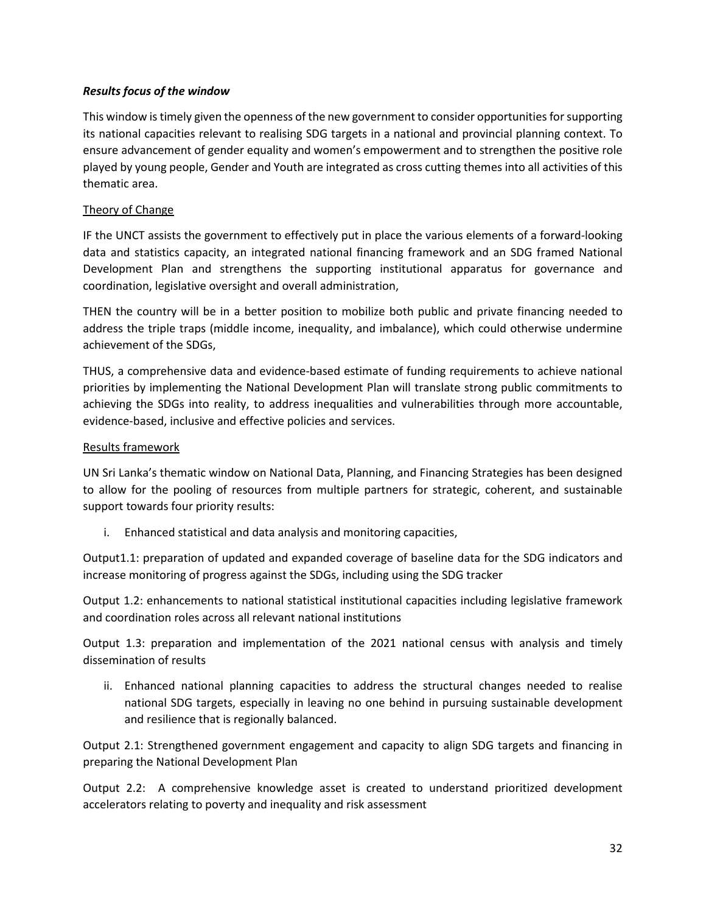### *Results focus of the window*

This window is timely given the openness of the new government to consider opportunities for supporting its national capacities relevant to realising SDG targets in a national and provincial planning context. To ensure advancement of gender equality and women's empowerment and to strengthen the positive role played by young people, Gender and Youth are integrated as cross cutting themes into all activities of this thematic area.

Theory of Change

IF the UNCT assists the government to effectively put in place the various elements of a forward-looking data and statistics capacity, an integrated national financing framework and an SDG framed National Development Plan and strengthens the supporting institutional apparatus for governance and coordination, legislative oversight and overall administration,

THEN the country will be in a better position to mobilize both public and private financing needed to address the triple traps (middle income, inequality, and imbalance), which could otherwise undermine achievement of the SDGs,

THUS, a comprehensive data and evidence-based estimate of funding requirements to achieve national priorities by implementing the National Development Plan will translate strong public commitments to achieving the SDGs into reality, to address inequalities and vulnerabilities through more accountable, evidence-based, inclusive and effective policies and services.

Results framework

UN Sri Lanka's thematic window on National Data, Planning, and Financing Strategies has been designed to allow for the pooling of resources from multiple partners for strategic, coherent, and sustainable support towards four priority results:

i. Enhanced statistical and data analysis and monitoring capacities,

Output1.1: preparation of updated and expanded coverage of baseline data for the SDG indicators and increase monitoring of progress against the SDGs, including using the SDG tracker

Output 1.2: enhancements to national statistical institutional capacities including legislative framework and coordination roles across all relevant national institutions

Output 1.3: preparation and implementation of the 2021 national census with analysis and timely dissemination of results

ii. Enhanced national planning capacities to address the structural changes needed to realise national SDG targets, especially in leaving no one behind in pursuing sustainable development and resilience that is regionally balanced.

Output 2.1: Strengthened government engagement and capacity to align SDG targets and financing in preparing the National Development Plan

Output 2.2: A comprehensive knowledge asset is created to understand prioritized development accelerators relating to poverty and inequality and risk assessment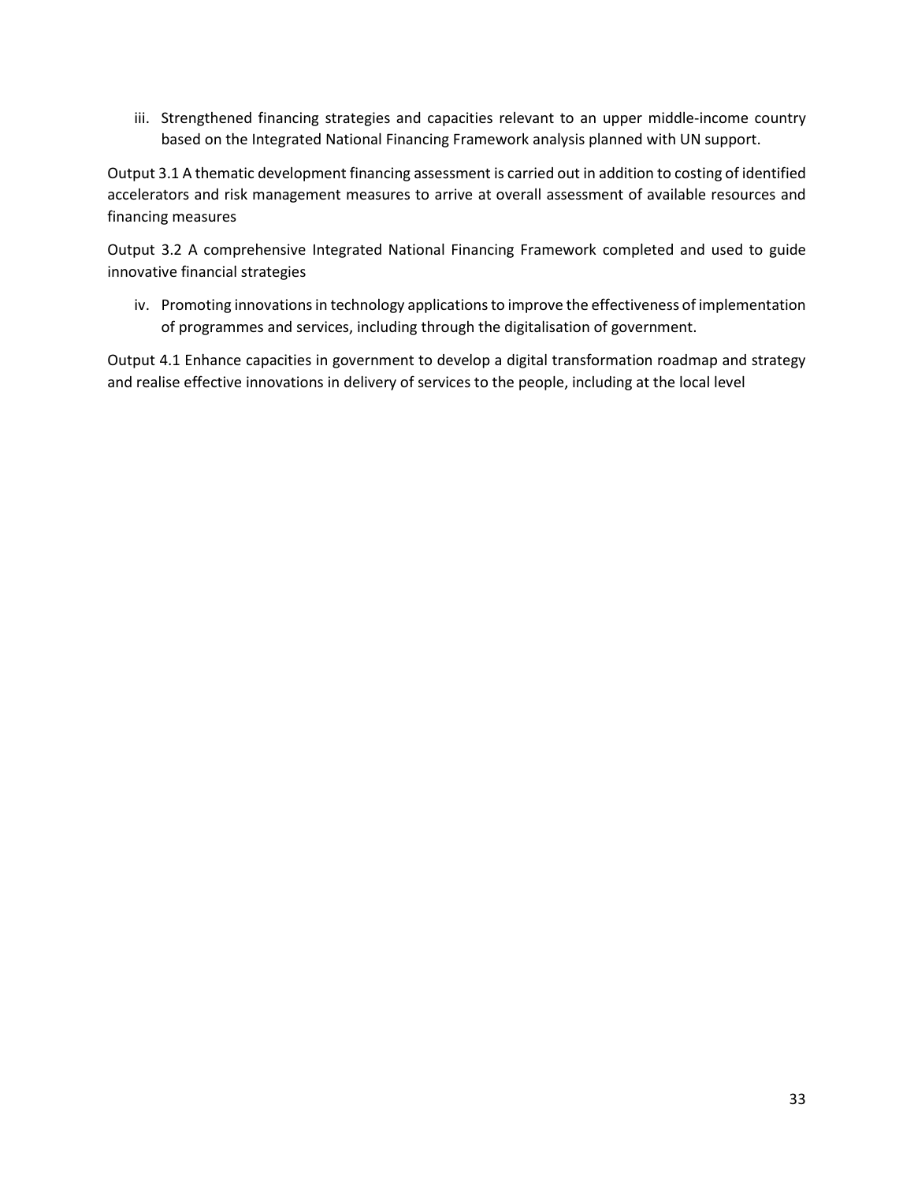iii. Strengthened financing strategies and capacities relevant to an upper middle-income country based on the Integrated National Financing Framework analysis planned with UN support.

Output 3.1 A thematic development financing assessment is carried out in addition to costing of identified accelerators and risk management measures to arrive at overall assessment of available resources and financing measures

Output 3.2 A comprehensive Integrated National Financing Framework completed and used to guide innovative financial strategies

iv. Promoting innovations in technology applications to improve the effectiveness of implementation of programmes and services, including through the digitalisation of government.

Output 4.1 Enhance capacities in government to develop a digital transformation roadmap and strategy and realise effective innovations in delivery of services to the people, including at the local level